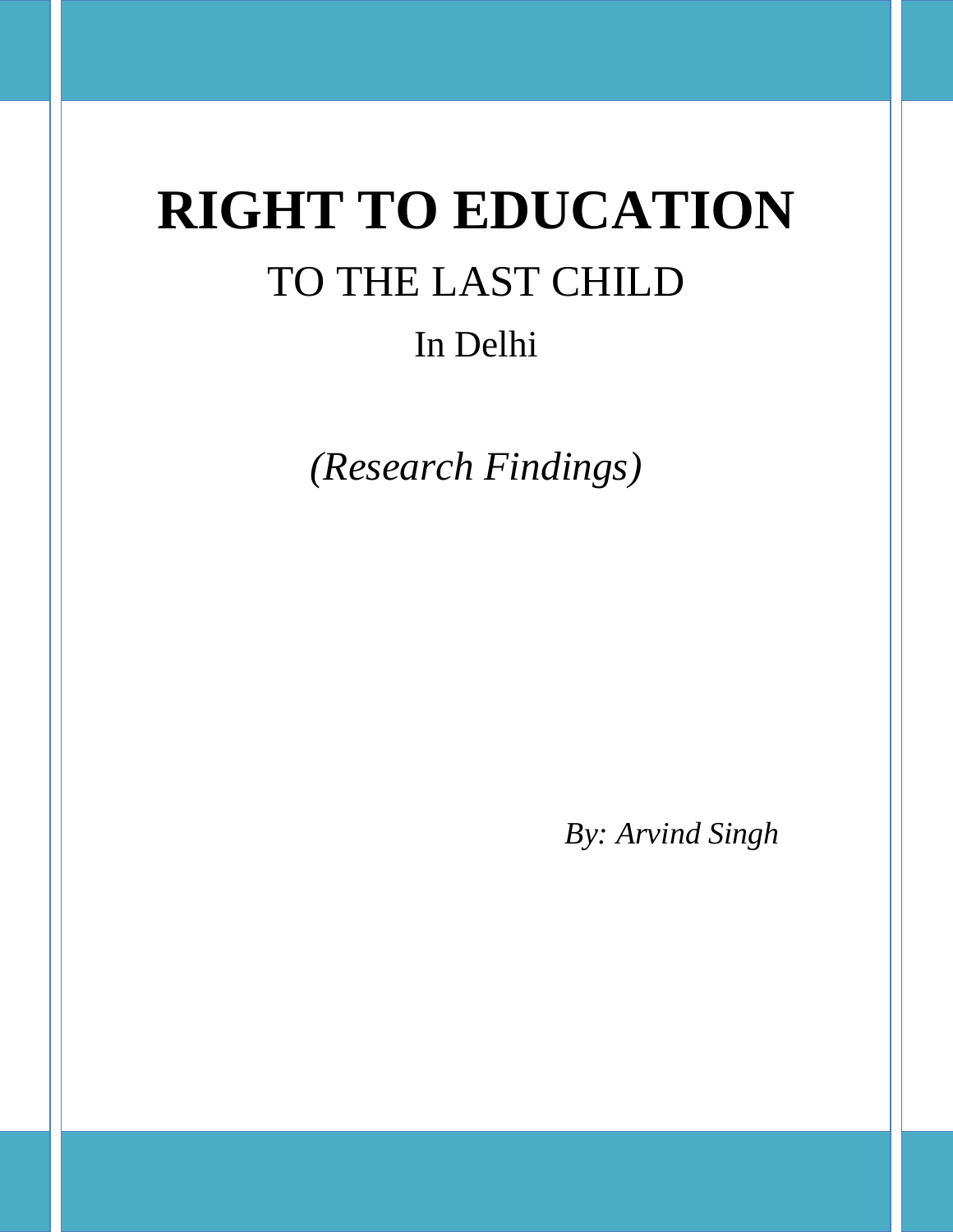# RIGHT TO EDUCATION

## TO THE LAST CHILD

### In Delhi

*(Research Findings)*

*By: Arvind Singh*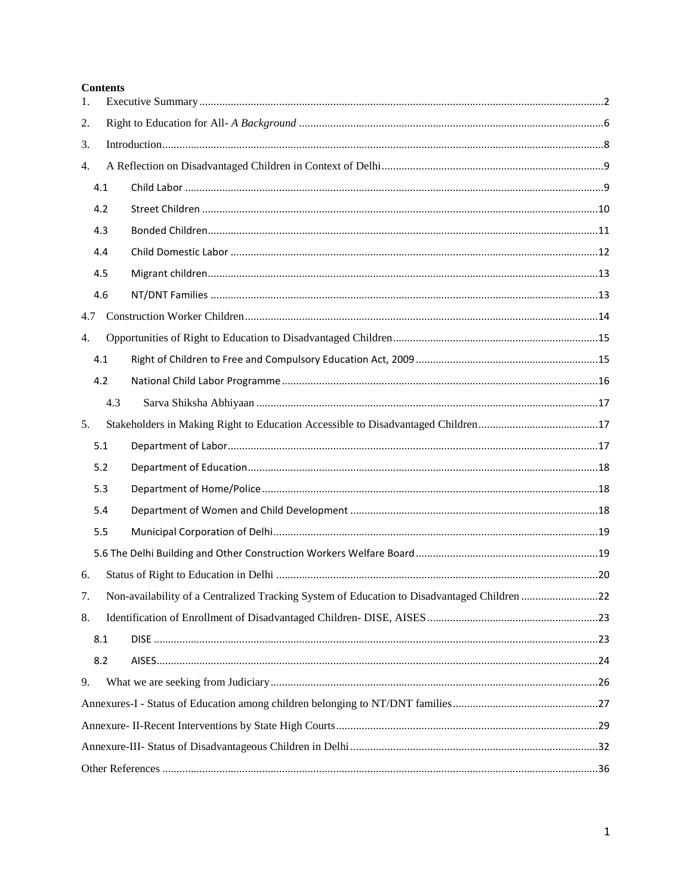## Contents

1. Executive Summary ..... 2
2. Right to Education for All- *A Background* ..... 6
3. Introduction ..... 8
4. A Reflection on Disadvantaged Children in Context of Delhi ..... 9
   - 4.1 Child Labor ..... 9
   - 4.2 Street Children ..... 10
   - 4.3 Bonded Children ..... 11
   - 4.4 Child Domestic Labor ..... 12
   - 4.5 Migrant children ..... 13
   - 4.6 NT/DNT Families ..... 13
   - 4.7 Construction Worker Children ..... 14
4. Opportunities of Right to Education to Disadvantaged Children ..... 15
   - 4.1 Right of Children to Free and Compulsory Education Act, 2009 ..... 15
   - 4.2 National Child Labor Programme ..... 16
   - 4.3 Sarva Shiksha Abhiyaan ..... 17
5. Stakeholders in Making Right to Education Accessible to Disadvantaged Children ..... 17
   - 5.1 Department of Labor ..... 17
   - 5.2 Department of Education ..... 18
   - 5.3 Department of Home/Police ..... 18
   - 5.4 Department of Women and Child Development ..... 18
   - 5.5 Municipal Corporation of Delhi ..... 19
   - 5.6 The Delhi Building and Other Construction Workers Welfare Board ..... 19
6. Status of Right to Education in Delhi ..... 20
7. Non-availability of a Centralized Tracking System of Education to Disadvantaged Children ..... 22
8. Identification of Enrollment of Disadvantaged Children- DISE, AISES ..... 23
   - 8.1 DISE ..... 23
   - 8.2 AISES ..... 24
9. What we are seeking from Judiciary ..... 26

Annexures-I - Status of Education among children belonging to NT/DNT families ..... 27

Annexure- II-Recent Interventions by State High Courts ..... 29

Annexure-III- Status of Disadvantageous Children in Delhi ..... 32

Other References ..... 36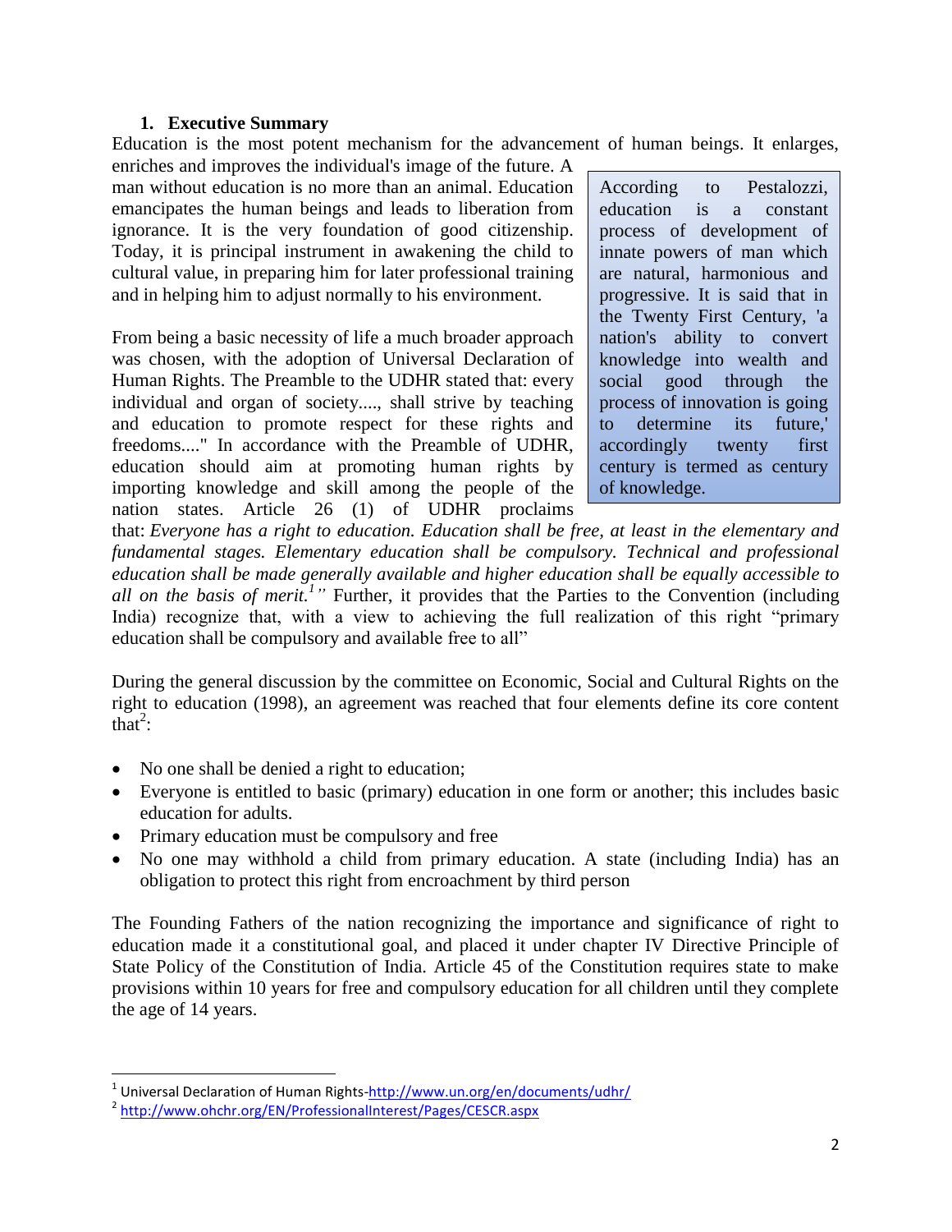## 1. Executive Summary

Education is the most potent mechanism for the advancement of human beings. It enlarges, enriches and improves the individual's image of the future. A man without education is no more than an animal. Education emancipates the human beings and leads to liberation from ignorance. It is the very foundation of good citizenship. Today, it is principal instrument in awakening the child to cultural value, in preparing him for later professional training and in helping him to adjust normally to his environment.

> According to Pestalozzi, education is a constant process of development of innate powers of man which are natural, harmonious and progressive. It is said that in the Twenty First Century, 'a nation's ability to convert knowledge into wealth and social good through the process of innovation is going to determine its future,' accordingly twenty first century is termed as century of knowledge.

From being a basic necessity of life a much broader approach was chosen, with the adoption of Universal Declaration of Human Rights. The Preamble to the UDHR stated that: every individual and organ of society...., shall strive by teaching and education to promote respect for these rights and freedoms...." In accordance with the Preamble of UDHR, education should aim at promoting human rights by importing knowledge and skill among the people of the nation states. Article 26 (1) of UDHR proclaims that: *Everyone has a right to education. Education shall be free, at least in the elementary and fundamental stages. Elementary education shall be compulsory. Technical and professional education shall be made generally available and higher education shall be equally accessible to all on the basis of merit.*[1]" Further, it provides that the Parties to the Convention (including India) recognize that, with a view to achieving the full realization of this right "primary education shall be compulsory and available free to all"

During the general discussion by the committee on Economic, Social and Cultural Rights on the right to education (1998), an agreement was reached that four elements define its core content that[2]:

- No one shall be denied a right to education;
- Everyone is entitled to basic (primary) education in one form or another; this includes basic education for adults.
- Primary education must be compulsory and free
- No one may withhold a child from primary education. A state (including India) has an obligation to protect this right from encroachment by third person

The Founding Fathers of the nation recognizing the importance and significance of right to education made it a constitutional goal, and placed it under chapter IV Directive Principle of State Policy of the Constitution of India. Article 45 of the Constitution requires state to make provisions within 10 years for free and compulsory education for all children until they complete the age of 14 years.

---

[1] Universal Declaration of Human Rights-http://www.un.org/en/documents/udhr/

[2] http://www.ohchr.org/EN/ProfessionalInterest/Pages/CESCR.aspx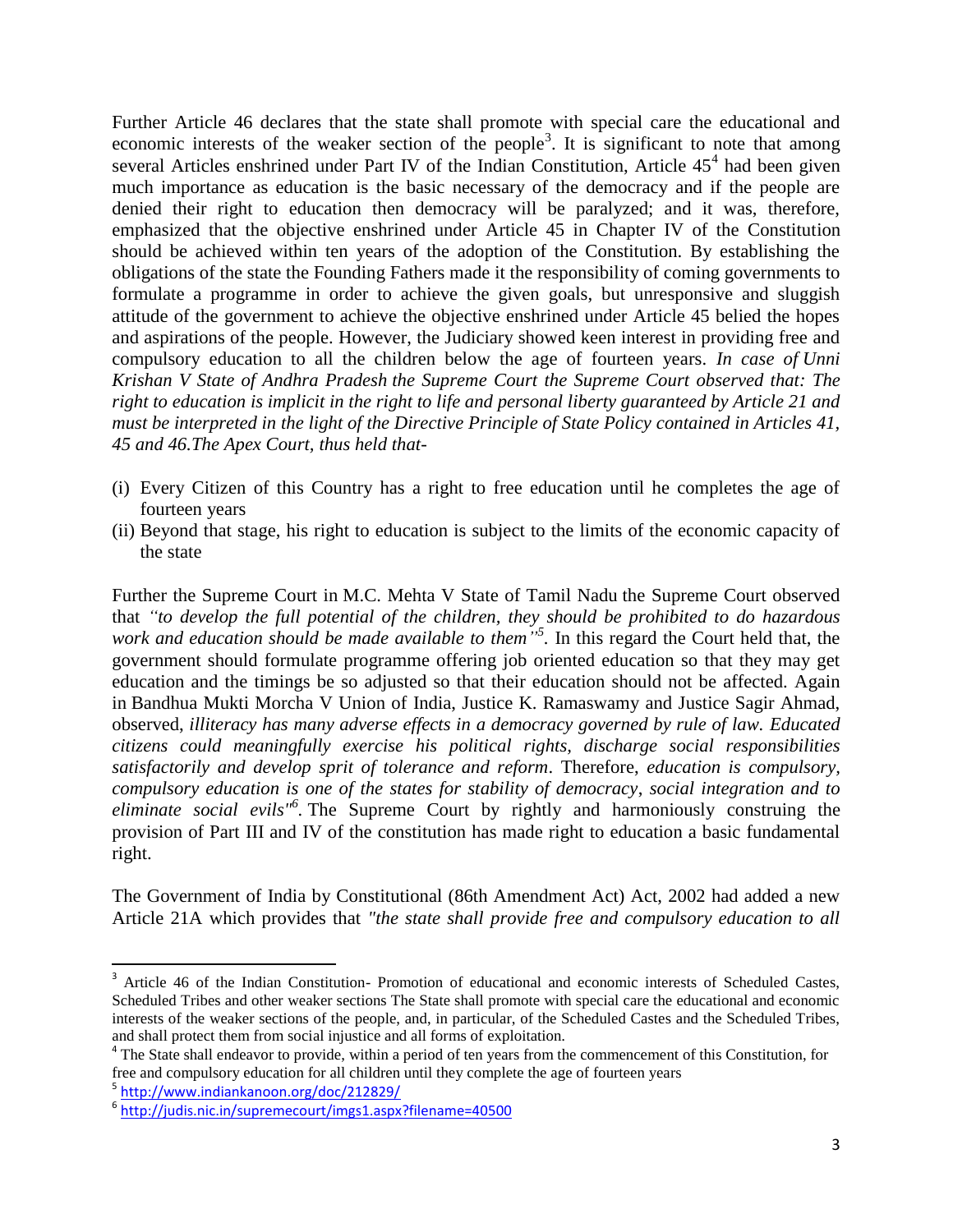Further Article 46 declares that the state shall promote with special care the educational and economic interests of the weaker section of the people[3]. It is significant to note that among several Articles enshrined under Part IV of the Indian Constitution, Article 45[4] had been given much importance as education is the basic necessary of the democracy and if the people are denied their right to education then democracy will be paralyzed; and it was, therefore, emphasized that the objective enshrined under Article 45 in Chapter IV of the Constitution should be achieved within ten years of the adoption of the Constitution. By establishing the obligations of the state the Founding Fathers made it the responsibility of coming governments to formulate a programme in order to achieve the given goals, but unresponsive and sluggish attitude of the government to achieve the objective enshrined under Article 45 belied the hopes and aspirations of the people. However, the Judiciary showed keen interest in providing free and compulsory education to all the children below the age of fourteen years. *In case of Unni Krishan V State of Andhra Pradesh the Supreme Court the Supreme Court observed that: The right to education is implicit in the right to life and personal liberty guaranteed by Article 21 and must be interpreted in the light of the Directive Principle of State Policy contained in Articles 41, 45 and 46.The Apex Court, thus held that-*

(i) Every Citizen of this Country has a right to free education until he completes the age of fourteen years
(ii) Beyond that stage, his right to education is subject to the limits of the economic capacity of the state

Further the Supreme Court in M.C. Mehta V State of Tamil Nadu the Supreme Court observed that *"to develop the full potential of the children, they should be prohibited to do hazardous work and education should be made available to them"*[5]. In this regard the Court held that, the government should formulate programme offering job oriented education so that they may get education and the timings be so adjusted so that their education should not be affected. Again in Bandhua Mukti Morcha V Union of India, Justice K. Ramaswamy and Justice Sagir Ahmad, observed, *illiteracy has many adverse effects in a democracy governed by rule of law. Educated citizens could meaningfully exercise his political rights, discharge social responsibilities satisfactorily and develop sprit of tolerance and reform*. Therefore, *education is compulsory, compulsory education is one of the states for stability of democracy, social integration and to eliminate social evils"*[6]. The Supreme Court by rightly and harmoniously construing the provision of Part III and IV of the constitution has made right to education a basic fundamental right.

The Government of India by Constitutional (86th Amendment Act) Act, 2002 had added a new Article 21A which provides that *"the state shall provide free and compulsory education to all*

---

[3] Article 46 of the Indian Constitution- Promotion of educational and economic interests of Scheduled Castes, Scheduled Tribes and other weaker sections The State shall promote with special care the educational and economic interests of the weaker sections of the people, and, in particular, of the Scheduled Castes and the Scheduled Tribes, and shall protect them from social injustice and all forms of exploitation.

[4] The State shall endeavor to provide, within a period of ten years from the commencement of this Constitution, for free and compulsory education for all children until they complete the age of fourteen years

[5] http://www.indiankanoon.org/doc/212829/

[6] http://judis.nic.in/supremecourt/imgs1.aspx?filename=40500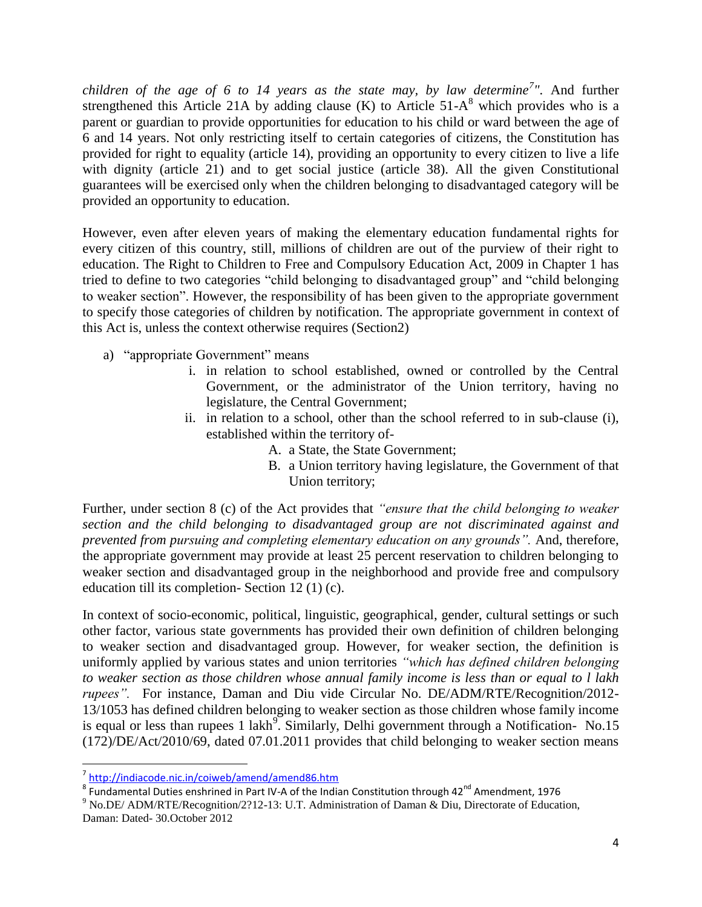*children of the age of 6 to 14 years as the state may, by law determine[7]".* And further strengthened this Article 21A by adding clause (K) to Article 51-A[8] which provides who is a parent or guardian to provide opportunities for education to his child or ward between the age of 6 and 14 years. Not only restricting itself to certain categories of citizens, the Constitution has provided for right to equality (article 14), providing an opportunity to every citizen to live a life with dignity (article 21) and to get social justice (article 38). All the given Constitutional guarantees will be exercised only when the children belonging to disadvantaged category will be provided an opportunity to education.

However, even after eleven years of making the elementary education fundamental rights for every citizen of this country, still, millions of children are out of the purview of their right to education. The Right to Children to Free and Compulsory Education Act, 2009 in Chapter 1 has tried to define to two categories "child belonging to disadvantaged group" and "child belonging to weaker section". However, the responsibility of has been given to the appropriate government to specify those categories of children by notification. The appropriate government in context of this Act is, unless the context otherwise requires (Section2)

a) "appropriate Government" means
    i. in relation to school established, owned or controlled by the Central Government, or the administrator of the Union territory, having no legislature, the Central Government;
    ii. in relation to a school, other than the school referred to in sub-clause (i), established within the territory of-
        A. a State, the State Government;
        B. a Union territory having legislature, the Government of that Union territory;

Further, under section 8 (c) of the Act provides that *"ensure that the child belonging to weaker section and the child belonging to disadvantaged group are not discriminated against and prevented from pursuing and completing elementary education on any grounds".* And, therefore, the appropriate government may provide at least 25 percent reservation to children belonging to weaker section and disadvantaged group in the neighborhood and provide free and compulsory education till its completion- Section 12 (1) (c).

In context of socio-economic, political, linguistic, geographical, gender, cultural settings or such other factor, various state governments has provided their own definition of children belonging to weaker section and disadvantaged group. However, for weaker section, the definition is uniformly applied by various states and union territories *"which has defined children belonging to weaker section as those children whose annual family income is less than or equal to l lakh rupees".* For instance, Daman and Diu vide Circular No. DE/ADM/RTE/Recognition/2012-13/1053 has defined children belonging to weaker section as those children whose family income is equal or less than rupees 1 lakh[9]. Similarly, Delhi government through a Notification- No.15 (172)/DE/Act/2010/69, dated 07.01.2011 provides that child belonging to weaker section means

---

[7] http://indiacode.nic.in/coiweb/amend/amend86.htm

[8] Fundamental Duties enshrined in Part IV-A of the Indian Constitution through 42[nd] Amendment, 1976

[9] No.DE/ ADM/RTE/Recognition/2?12-13: U.T. Administration of Daman & Diu, Directorate of Education, Daman: Dated- 30.October 2012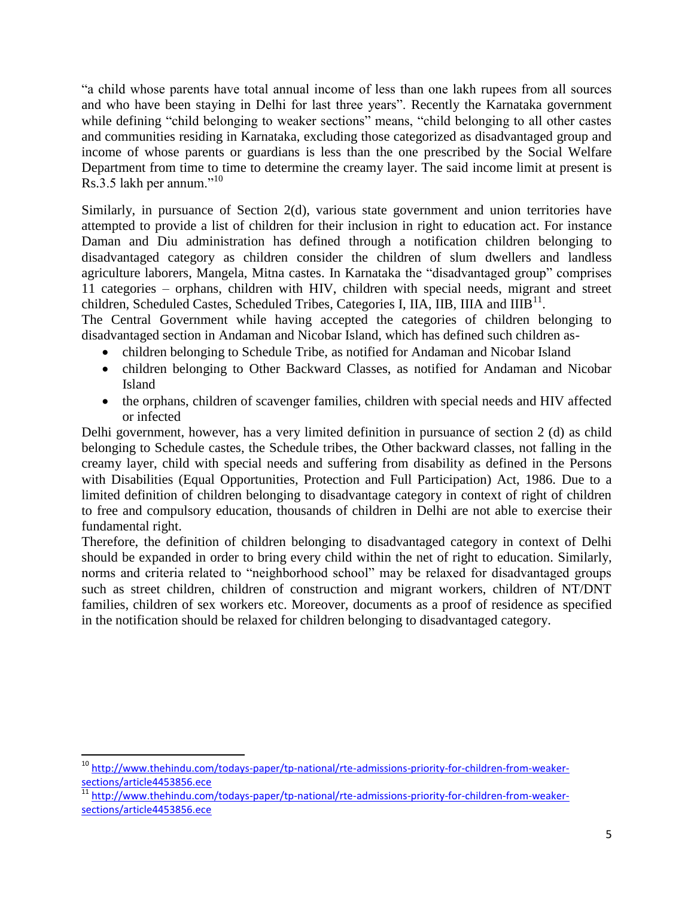"a child whose parents have total annual income of less than one lakh rupees from all sources and who have been staying in Delhi for last three years". Recently the Karnataka government while defining "child belonging to weaker sections" means, "child belonging to all other castes and communities residing in Karnataka, excluding those categorized as disadvantaged group and income of whose parents or guardians is less than the one prescribed by the Social Welfare Department from time to time to determine the creamy layer. The said income limit at present is Rs.3.5 lakh per annum."[10]

Similarly, in pursuance of Section 2(d), various state government and union territories have attempted to provide a list of children for their inclusion in right to education act. For instance Daman and Diu administration has defined through a notification children belonging to disadvantaged category as children consider the children of slum dwellers and landless agriculture laborers, Mangela, Mitna castes. In Karnataka the "disadvantaged group" comprises 11 categories – orphans, children with HIV, children with special needs, migrant and street children, Scheduled Castes, Scheduled Tribes, Categories I, IIA, IIB, IIIA and IIIB[11].

The Central Government while having accepted the categories of children belonging to disadvantaged section in Andaman and Nicobar Island, which has defined such children as-

- children belonging to Schedule Tribe, as notified for Andaman and Nicobar Island
- children belonging to Other Backward Classes, as notified for Andaman and Nicobar Island
- the orphans, children of scavenger families, children with special needs and HIV affected or infected

Delhi government, however, has a very limited definition in pursuance of section 2 (d) as child belonging to Schedule castes, the Schedule tribes, the Other backward classes, not falling in the creamy layer, child with special needs and suffering from disability as defined in the Persons with Disabilities (Equal Opportunities, Protection and Full Participation) Act, 1986. Due to a limited definition of children belonging to disadvantage category in context of right of children to free and compulsory education, thousands of children in Delhi are not able to exercise their fundamental right.

Therefore, the definition of children belonging to disadvantaged category in context of Delhi should be expanded in order to bring every child within the net of right to education. Similarly, norms and criteria related to "neighborhood school" may be relaxed for disadvantaged groups such as street children, children of construction and migrant workers, children of NT/DNT families, children of sex workers etc. Moreover, documents as a proof of residence as specified in the notification should be relaxed for children belonging to disadvantaged category.

---

[10] http://www.thehindu.com/todays-paper/tp-national/rte-admissions-priority-for-children-from-weaker-sections/article4453856.ece

[11] http://www.thehindu.com/todays-paper/tp-national/rte-admissions-priority-for-children-from-weaker-sections/article4453856.ece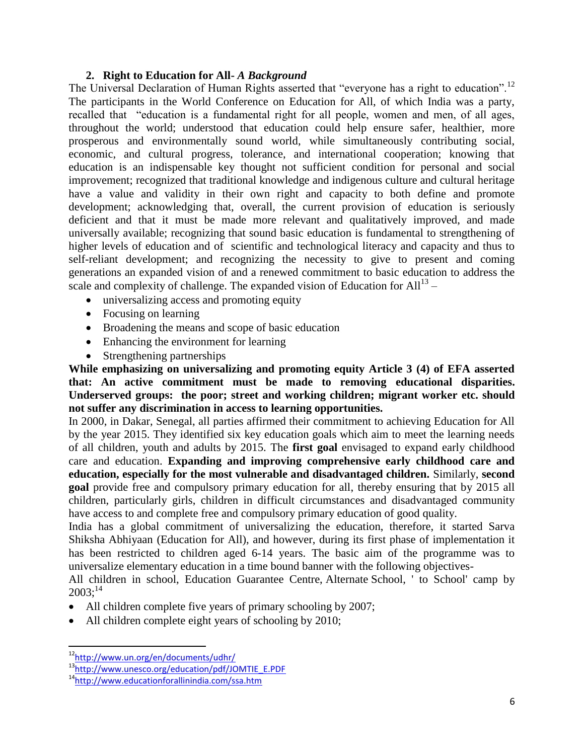## 2. Right to Education for All- *A Background*

The Universal Declaration of Human Rights asserted that "everyone has a right to education".[12] The participants in the World Conference on Education for All, of which India was a party, recalled that "education is a fundamental right for all people, women and men, of all ages, throughout the world; understood that education could help ensure safer, healthier, more prosperous and environmentally sound world, while simultaneously contributing social, economic, and cultural progress, tolerance, and international cooperation; knowing that education is an indispensable key thought not sufficient condition for personal and social improvement; recognized that traditional knowledge and indigenous culture and cultural heritage have a value and validity in their own right and capacity to both define and promote development; acknowledging that, overall, the current provision of education is seriously deficient and that it must be made more relevant and qualitatively improved, and made universally available; recognizing that sound basic education is fundamental to strengthening of higher levels of education and of scientific and technological literacy and capacity and thus to self-reliant development; and recognizing the necessity to give to present and coming generations an expanded vision of and a renewed commitment to basic education to address the scale and complexity of challenge. The expanded vision of Education for All[13] –

- universalizing access and promoting equity
- Focusing on learning
- Broadening the means and scope of basic education
- Enhancing the environment for learning
- Strengthening partnerships

**While emphasizing on universalizing and promoting equity Article 3 (4) of EFA asserted that: An active commitment must be made to removing educational disparities. Underserved groups: the poor; street and working children; migrant worker etc. should not suffer any discrimination in access to learning opportunities.**

In 2000, in Dakar, Senegal, all parties affirmed their commitment to achieving Education for All by the year 2015. They identified six key education goals which aim to meet the learning needs of all children, youth and adults by 2015. The **first goal** envisaged to expand early childhood care and education. **Expanding and improving comprehensive early childhood care and education, especially for the most vulnerable and disadvantaged children.** Similarly, **second goal** provide free and compulsory primary education for all, thereby ensuring that by 2015 all children, particularly girls, children in difficult circumstances and disadvantaged community have access to and complete free and compulsory primary education of good quality.

India has a global commitment of universalizing the education, therefore, it started Sarva Shiksha Abhiyaan (Education for All), and however, during its first phase of implementation it has been restricted to children aged 6-14 years. The basic aim of the programme was to universalize elementary education in a time bound banner with the following objectives-

All children in school, Education Guarantee Centre, Alternate School, ' to School' camp by 2003;[14]

- All children complete five years of primary schooling by 2007;
- All children complete eight years of schooling by 2010;

---

[12] http://www.un.org/en/documents/udhr/

[13] http://www.unesco.org/education/pdf/JOMTIE_E.PDF

[14] http://www.educationforallinindia.com/ssa.htm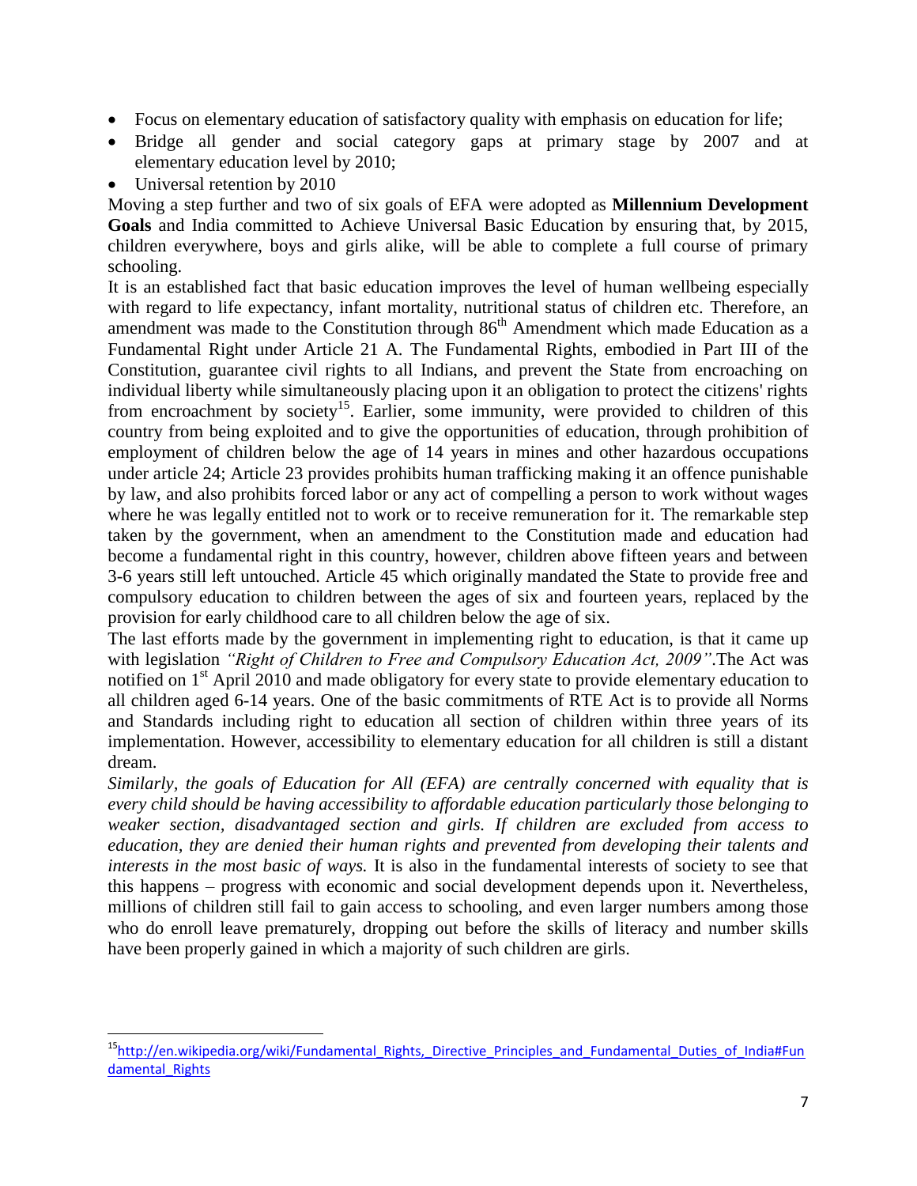- Focus on elementary education of satisfactory quality with emphasis on education for life;
- Bridge all gender and social category gaps at primary stage by 2007 and at elementary education level by 2010;
- Universal retention by 2010

Moving a step further and two of six goals of EFA were adopted as **Millennium Development Goals** and India committed to Achieve Universal Basic Education by ensuring that, by 2015, children everywhere, boys and girls alike, will be able to complete a full course of primary schooling.

It is an established fact that basic education improves the level of human wellbeing especially with regard to life expectancy, infant mortality, nutritional status of children etc. Therefore, an amendment was made to the Constitution through 86th Amendment which made Education as a Fundamental Right under Article 21 A. The Fundamental Rights, embodied in Part III of the Constitution, guarantee civil rights to all Indians, and prevent the State from encroaching on individual liberty while simultaneously placing upon it an obligation to protect the citizens' rights from encroachment by society[15]. Earlier, some immunity, were provided to children of this country from being exploited and to give the opportunities of education, through prohibition of employment of children below the age of 14 years in mines and other hazardous occupations under article 24; Article 23 provides prohibits human trafficking making it an offence punishable by law, and also prohibits forced labor or any act of compelling a person to work without wages where he was legally entitled not to work or to receive remuneration for it. The remarkable step taken by the government, when an amendment to the Constitution made and education had become a fundamental right in this country, however, children above fifteen years and between 3-6 years still left untouched. Article 45 which originally mandated the State to provide free and compulsory education to children between the ages of six and fourteen years, replaced by the provision for early childhood care to all children below the age of six.

The last efforts made by the government in implementing right to education, is that it came up with legislation *"Right of Children to Free and Compulsory Education Act, 2009"*.The Act was notified on 1st April 2010 and made obligatory for every state to provide elementary education to all children aged 6-14 years. One of the basic commitments of RTE Act is to provide all Norms and Standards including right to education all section of children within three years of its implementation. However, accessibility to elementary education for all children is still a distant dream.

*Similarly, the goals of Education for All (EFA) are centrally concerned with equality that is every child should be having accessibility to affordable education particularly those belonging to weaker section, disadvantaged section and girls. If children are excluded from access to education, they are denied their human rights and prevented from developing their talents and interests in the most basic of ways.* It is also in the fundamental interests of society to see that this happens – progress with economic and social development depends upon it. Nevertheless, millions of children still fail to gain access to schooling, and even larger numbers among those who do enroll leave prematurely, dropping out before the skills of literacy and number skills have been properly gained in which a majority of such children are girls.

---

[15] http://en.wikipedia.org/wiki/Fundamental_Rights,_Directive_Principles_and_Fundamental_Duties_of_India#Fundamental_Rights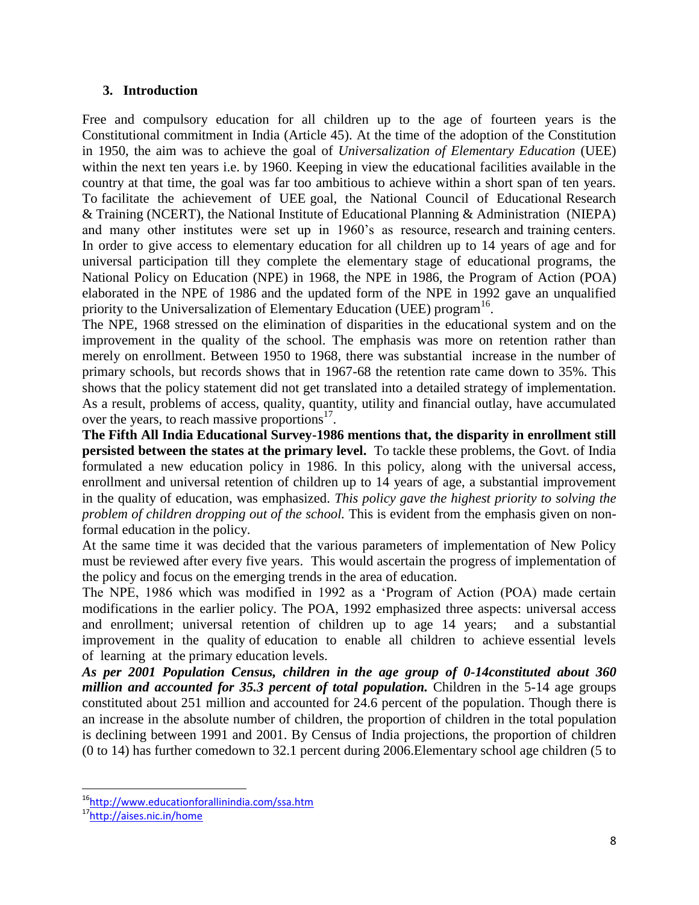## 3. Introduction

Free and compulsory education for all children up to the age of fourteen years is the Constitutional commitment in India (Article 45). At the time of the adoption of the Constitution in 1950, the aim was to achieve the goal of *Universalization of Elementary Education* (UEE) within the next ten years i.e. by 1960. Keeping in view the educational facilities available in the country at that time, the goal was far too ambitious to achieve within a short span of ten years. To facilitate the achievement of UEE goal, the National Council of Educational Research & Training (NCERT), the National Institute of Educational Planning & Administration (NIEPA) and many other institutes were set up in 1960's as resource, research and training centers. In order to give access to elementary education for all children up to 14 years of age and for universal participation till they complete the elementary stage of educational programs, the National Policy on Education (NPE) in 1968, the NPE in 1986, the Program of Action (POA) elaborated in the NPE of 1986 and the updated form of the NPE in 1992 gave an unqualified priority to the Universalization of Elementary Education (UEE) program[16].

The NPE, 1968 stressed on the elimination of disparities in the educational system and on the improvement in the quality of the school. The emphasis was more on retention rather than merely on enrollment. Between 1950 to 1968, there was substantial increase in the number of primary schools, but records shows that in 1967-68 the retention rate came down to 35%. This shows that the policy statement did not get translated into a detailed strategy of implementation. As a result, problems of access, quality, quantity, utility and financial outlay, have accumulated over the years, to reach massive proportions[17].

**The Fifth All India Educational Survey-1986 mentions that, the disparity in enrollment still persisted between the states at the primary level.** To tackle these problems, the Govt. of India formulated a new education policy in 1986. In this policy, along with the universal access, enrollment and universal retention of children up to 14 years of age, a substantial improvement in the quality of education, was emphasized. *This policy gave the highest priority to solving the problem of children dropping out of the school.* This is evident from the emphasis given on non-formal education in the policy.

At the same time it was decided that the various parameters of implementation of New Policy must be reviewed after every five years. This would ascertain the progress of implementation of the policy and focus on the emerging trends in the area of education.

The NPE, 1986 which was modified in 1992 as a 'Program of Action (POA) made certain modifications in the earlier policy. The POA, 1992 emphasized three aspects: universal access and enrollment; universal retention of children up to age 14 years; and a substantial improvement in the quality of education to enable all children to achieve essential levels of learning at the primary education levels.

***As per 2001 Population Census, children in the age group of 0-14constituted about 360 million and accounted for 35.3 percent of total population.*** Children in the 5-14 age groups constituted about 251 million and accounted for 24.6 percent of the population. Though there is an increase in the absolute number of children, the proportion of children in the total population is declining between 1991 and 2001. By Census of India projections, the proportion of children (0 to 14) has further comedown to 32.1 percent during 2006.Elementary school age children (5 to

---

[16] http://www.educationforallinindia.com/ssa.htm

[17] http://aises.nic.in/home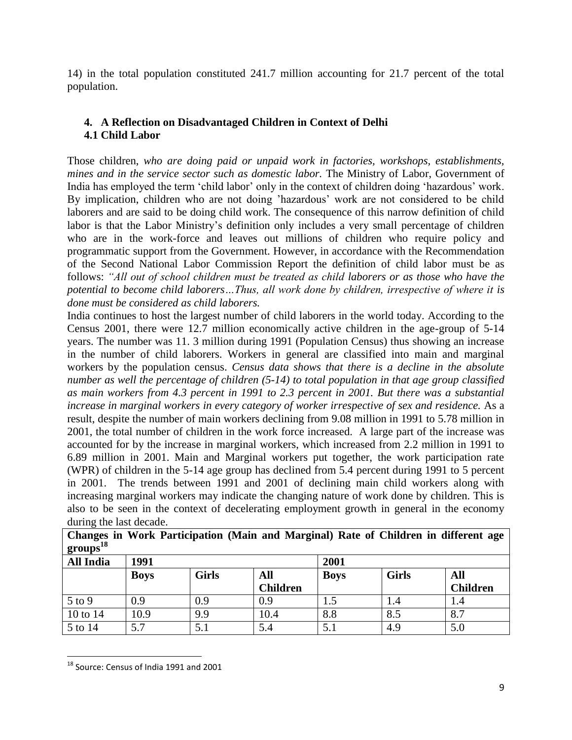14) in the total population constituted 241.7 million accounting for 21.7 percent of the total population.

## 4. A Reflection on Disadvantaged Children in Context of Delhi

### 4.1 Child Labor

Those children, *who are doing paid or unpaid work in factories, workshops, establishments, mines and in the service sector such as domestic labor.* The Ministry of Labor, Government of India has employed the term 'child labor' only in the context of children doing 'hazardous' work. By implication, children who are not doing 'hazardous' work are not considered to be child laborers and are said to be doing child work. The consequence of this narrow definition of child labor is that the Labor Ministry's definition only includes a very small percentage of children who are in the work-force and leaves out millions of children who require policy and programmatic support from the Government. However, in accordance with the Recommendation of the Second National Labor Commission Report the definition of child labor must be as follows: *"All out of school children must be treated as child laborers or as those who have the potential to become child laborers…Thus, all work done by children, irrespective of where it is done must be considered as child laborers.*

India continues to host the largest number of child laborers in the world today. According to the Census 2001, there were 12.7 million economically active children in the age-group of 5-14 years. The number was 11. 3 million during 1991 (Population Census) thus showing an increase in the number of child laborers. Workers in general are classified into main and marginal workers by the population census. *Census data shows that there is a decline in the absolute number as well the percentage of children (5-14) to total population in that age group classified as main workers from 4.3 percent in 1991 to 2.3 percent in 2001. But there was a substantial increase in marginal workers in every category of worker irrespective of sex and residence.* As a result, despite the number of main workers declining from 9.08 million in 1991 to 5.78 million in 2001, the total number of children in the work force increased. A large part of the increase was accounted for by the increase in marginal workers, which increased from 2.2 million in 1991 to 6.89 million in 2001. Main and Marginal workers put together, the work participation rate (WPR) of children in the 5-14 age group has declined from 5.4 percent during 1991 to 5 percent in 2001. The trends between 1991 and 2001 of declining main child workers along with increasing marginal workers may indicate the changing nature of work done by children. This is also to be seen in the context of decelerating employment growth in general in the economy during the last decade.

**Changes in Work Participation (Main and Marginal) Rate of Children in different age groups[18]**

| All India | 1991 | | | 2001 | | |
|---|---|---|---|---|---|---|
| | Boys | Girls | All Children | Boys | Girls | All Children |
| 5 to 9 | 0.9 | 0.9 | 0.9 | 1.5 | 1.4 | 1.4 |
| 10 to 14 | 10.9 | 9.9 | 10.4 | 8.8 | 8.5 | 8.7 |
| 5 to 14 | 5.7 | 5.1 | 5.4 | 5.1 | 4.9 | 5.0 |

[18] Source: Census of India 1991 and 2001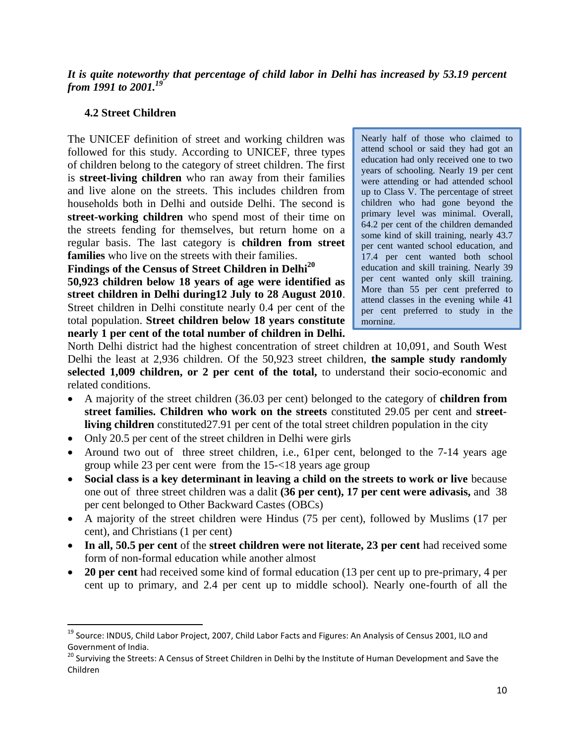***It is quite noteworthy that percentage of child labor in Delhi has increased by 53.19 percent from 1991 to 2001.***[19]

### 4.2 Street Children

The UNICEF definition of street and working children was followed for this study. According to UNICEF, three types of children belong to the category of street children. The first is **street-living children** who ran away from their families and live alone on the streets. This includes children from households both in Delhi and outside Delhi. The second is **street-working children** who spend most of their time on the streets fending for themselves, but return home on a regular basis. The last category is **children from street families** who live on the streets with their families.

**Findings of the Census of Street Children in Delhi**[20]

**50,923 children below 18 years of age were identified as street children in Delhi during12 July to 28 August 2010**. Street children in Delhi constitute nearly 0.4 per cent of the total population. **Street children below 18 years constitute nearly 1 per cent of the total number of children in Delhi.** North Delhi district had the highest concentration of street children at 10,091, and South West Delhi the least at 2,936 children. Of the 50,923 street children, **the sample study randomly selected 1,009 children, or 2 per cent of the total,** to understand their socio-economic and related conditions.

> Nearly half of those who claimed to attend school or said they had got an education had only received one to two years of schooling. Nearly 19 per cent were attending or had attended school up to Class V. The percentage of street children who had gone beyond the primary level was minimal. Overall, 64.2 per cent of the children demanded some kind of skill training, nearly 43.7 per cent wanted school education, and 17.4 per cent wanted both school education and skill training. Nearly 39 per cent wanted only skill training. More than 55 per cent preferred to attend classes in the evening while 41 per cent preferred to study in the morning.

- A majority of the street children (36.03 per cent) belonged to the category of **children from street families. Children who work on the streets** constituted 29.05 per cent and **street-living children** constituted27.91 per cent of the total street children population in the city
- Only 20.5 per cent of the street children in Delhi were girls
- Around two out of three street children, i.e., 61per cent, belonged to the 7-14 years age group while 23 per cent were from the 15-<18 years age group
- **Social class is a key determinant in leaving a child on the streets to work or live** because one out of three street children was a dalit **(36 per cent), 17 per cent were adivasis,** and 38 per cent belonged to Other Backward Castes (OBCs)
- A majority of the street children were Hindus (75 per cent), followed by Muslims (17 per cent), and Christians (1 per cent)
- **In all, 50.5 per cent** of the **street children were not literate, 23 per cent** had received some form of non-formal education while another almost
- **20 per cent** had received some kind of formal education (13 per cent up to pre-primary, 4 per cent up to primary, and 2.4 per cent up to middle school). Nearly one-fourth of all the

---

[19] Source: INDUS, Child Labor Project, 2007, Child Labor Facts and Figures: An Analysis of Census 2001, ILO and Government of India.

[20] Surviving the Streets: A Census of Street Children in Delhi by the Institute of Human Development and Save the Children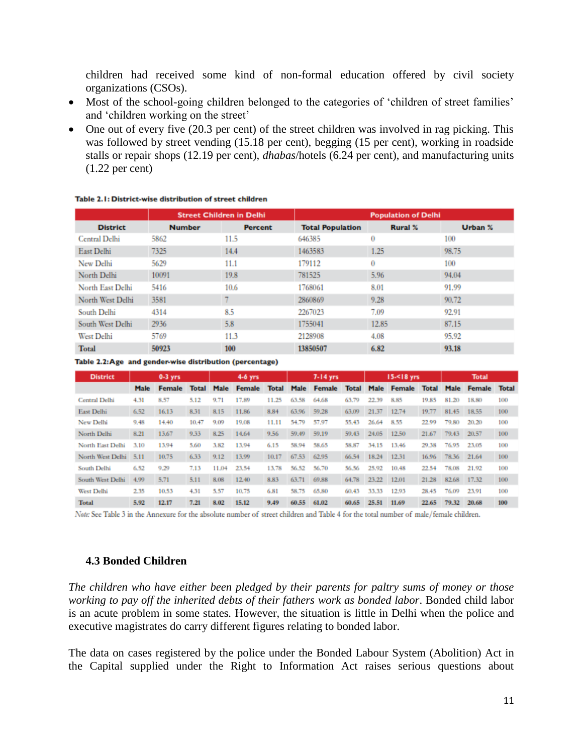children had received some kind of non-formal education offered by civil society organizations (CSOs).

- Most of the school-going children belonged to the categories of 'children of street families' and 'children working on the street'
- One out of every five (20.3 per cent) of the street children was involved in rag picking. This was followed by street vending (15.18 per cent), begging (15 per cent), working in roadside stalls or repair shops (12.19 per cent), *dhabas*/hotels (6.24 per cent), and manufacturing units (1.22 per cent)

**Table 2.1: District-wise distribution of street children**

| | Street Children in Delhi | | Population of Delhi | | |
|---|---|---|---|---|---|
| **District** | **Number** | **Percent** | **Total Population** | **Rural %** | **Urban %** |
| Central Delhi | 5862 | 11.5 | 646385 | 0 | 100 |
| East Delhi | 7325 | 14.4 | 1463583 | 1.25 | 98.75 |
| New Delhi | 5629 | 11.1 | 179112 | 0 | 100 |
| North Delhi | 10091 | 19.8 | 781525 | 5.96 | 94.04 |
| North East Delhi | 5416 | 10.6 | 1768061 | 8.01 | 91.99 |
| North West Delhi | 3581 | 7 | 2860869 | 9.28 | 90.72 |
| South Delhi | 4314 | 8.5 | 2267023 | 7.09 | 92.91 |
| South West Delhi | 2936 | 5.8 | 1755041 | 12.85 | 87.15 |
| West Delhi | 5769 | 11.3 | 2128908 | 4.08 | 95.92 |
| **Total** | **50923** | **100** | **13850507** | **6.82** | **93.18** |

**Table 2.2: Age and gender-wise distribution (percentage)**

| District | 0-3 yrs | | | 4-6 yrs | | | 7-14 yrs | | | 15-<18 yrs | | | Total | | |
|---|---|---|---|---|---|---|---|---|---|---|---|---|---|---|---|
| | Male | Female | Total | Male | Female | Total | Male | Female | Total | Male | Female | Total | Male | Female | Total |
| Central Delhi | 4.31 | 8.57 | 5.12 | 9.71 | 17.89 | 11.25 | 63.58 | 64.68 | 63.79 | 22.39 | 8.85 | 19.85 | 81.20 | 18.80 | 100 |
| East Delhi | 6.52 | 16.13 | 8.31 | 8.15 | 11.86 | 8.84 | 63.96 | 59.28 | 63.09 | 21.37 | 12.74 | 19.77 | 81.45 | 18.55 | 100 |
| New Delhi | 9.48 | 14.40 | 10.47 | 9.09 | 19.08 | 11.11 | 54.79 | 57.97 | 55.43 | 26.64 | 8.55 | 22.99 | 79.80 | 20.20 | 100 |
| North Delhi | 8.21 | 13.67 | 9.33 | 8.25 | 14.64 | 9.56 | 59.49 | 59.19 | 59.43 | 24.05 | 12.50 | 21.67 | 79.43 | 20.57 | 100 |
| North East Delhi | 3.10 | 13.94 | 5.60 | 3.82 | 13.94 | 6.15 | 58.94 | 58.65 | 58.87 | 34.15 | 13.46 | 29.38 | 76.95 | 23.05 | 100 |
| North West Delhi | 5.11 | 10.75 | 6.33 | 9.12 | 13.99 | 10.17 | 67.53 | 62.95 | 66.54 | 18.24 | 12.31 | 16.96 | 78.36 | 21.64 | 100 |
| South Delhi | 6.52 | 9.29 | 7.13 | 11.04 | 23.54 | 13.78 | 56.52 | 56.70 | 56.56 | 25.92 | 10.48 | 22.54 | 78.08 | 21.92 | 100 |
| South West Delhi | 4.99 | 5.71 | 5.11 | 8.08 | 12.40 | 8.83 | 63.71 | 69.88 | 64.78 | 23.22 | 12.01 | 21.28 | 82.68 | 17.32 | 100 |
| West Delhi | 2.35 | 10.53 | 4.31 | 5.57 | 10.75 | 6.81 | 58.75 | 65.80 | 60.43 | 33.33 | 12.93 | 28.45 | 76.09 | 23.91 | 100 |
| **Total** | **5.92** | **12.17** | **7.21** | **8.02** | **15.12** | **9.49** | **60.55** | **61.02** | **60.65** | **25.51** | **11.69** | **22.65** | **79.32** | **20.68** | **100** |

*Note:* See Table 3 in the Annexure for the absolute number of street children and Table 4 for the total number of male/female children.

### 4.3 Bonded Children

*The children who have either been pledged by their parents for paltry sums of money or those working to pay off the inherited debts of their fathers work as bonded labor*. Bonded child labor is an acute problem in some states. However, the situation is little in Delhi when the police and executive magistrates do carry different figures relating to bonded labor.

The data on cases registered by the police under the Bonded Labour System (Abolition) Act in the Capital supplied under the Right to Information Act raises serious questions about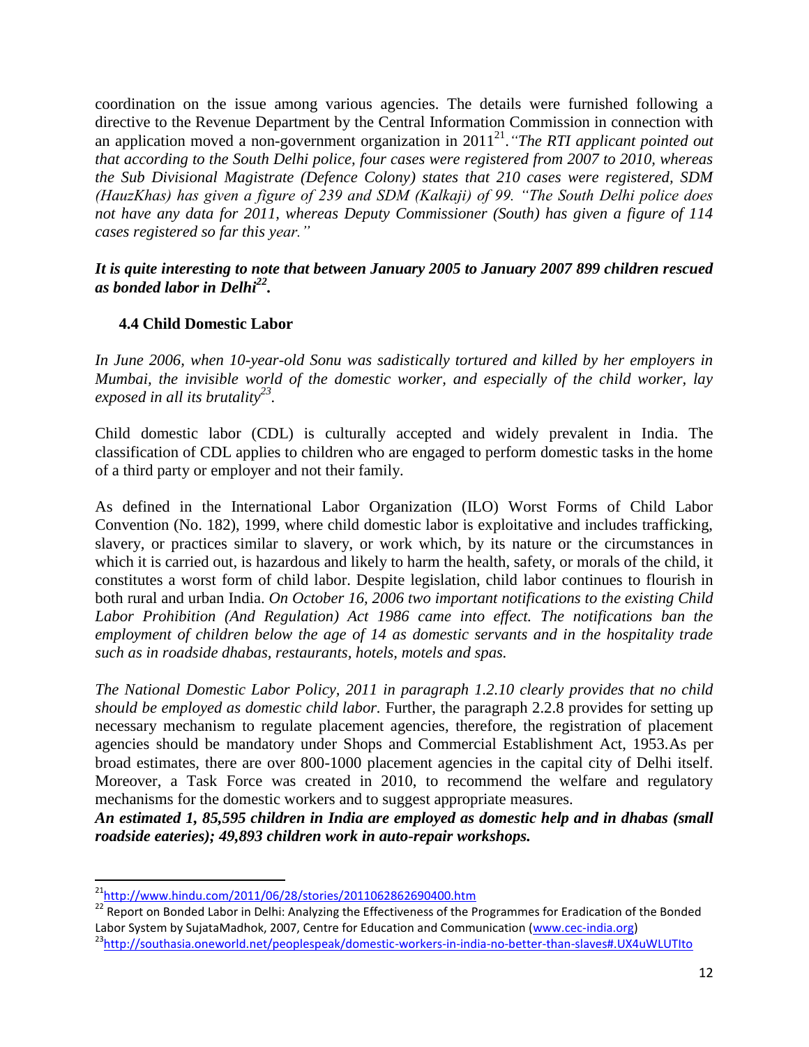coordination on the issue among various agencies. The details were furnished following a directive to the Revenue Department by the Central Information Commission in connection with an application moved a non-government organization in 2011[21]. *"The RTI applicant pointed out that according to the South Delhi police, four cases were registered from 2007 to 2010, whereas the Sub Divisional Magistrate (Defence Colony) states that 210 cases were registered, SDM (HauzKhas) has given a figure of 239 and SDM (Kalkaji) of 99. "The South Delhi police does not have any data for 2011, whereas Deputy Commissioner (South) has given a figure of 114 cases registered so far this year."*

***It is quite interesting to note that between January 2005 to January 2007 899 children rescued as bonded labor in Delhi[22].***

### 4.4 Child Domestic Labor

*In June 2006, when 10-year-old Sonu was sadistically tortured and killed by her employers in Mumbai, the invisible world of the domestic worker, and especially of the child worker, lay exposed in all its brutality[23].*

Child domestic labor (CDL) is culturally accepted and widely prevalent in India. The classification of CDL applies to children who are engaged to perform domestic tasks in the home of a third party or employer and not their family.

As defined in the International Labor Organization (ILO) Worst Forms of Child Labor Convention (No. 182), 1999, where child domestic labor is exploitative and includes trafficking, slavery, or practices similar to slavery, or work which, by its nature or the circumstances in which it is carried out, is hazardous and likely to harm the health, safety, or morals of the child, it constitutes a worst form of child labor. Despite legislation, child labor continues to flourish in both rural and urban India. *On October 16, 2006 two important notifications to the existing Child Labor Prohibition (And Regulation) Act 1986 came into effect. The notifications ban the employment of children below the age of 14 as domestic servants and in the hospitality trade such as in roadside dhabas, restaurants, hotels, motels and spas.*

*The National Domestic Labor Policy, 2011 in paragraph 1.2.10 clearly provides that no child should be employed as domestic child labor.* Further, the paragraph 2.2.8 provides for setting up necessary mechanism to regulate placement agencies, therefore, the registration of placement agencies should be mandatory under Shops and Commercial Establishment Act, 1953.As per broad estimates, there are over 800-1000 placement agencies in the capital city of Delhi itself. Moreover, a Task Force was created in 2010, to recommend the welfare and regulatory mechanisms for the domestic workers and to suggest appropriate measures.

***An estimated 1, 85,595 children in India are employed as domestic help and in dhabas (small roadside eateries); 49,893 children work in auto-repair workshops.***

---

[21] http://www.hindu.com/2011/06/28/stories/2011062862690400.htm

[22] Report on Bonded Labor in Delhi: Analyzing the Effectiveness of the Programmes for Eradication of the Bonded Labor System by SujataMadhok, 2007, Centre for Education and Communication (www.cec-india.org)

[23] http://southasia.oneworld.net/peoplespeak/domestic-workers-in-india-no-better-than-slaves#.UX4uWLUTIto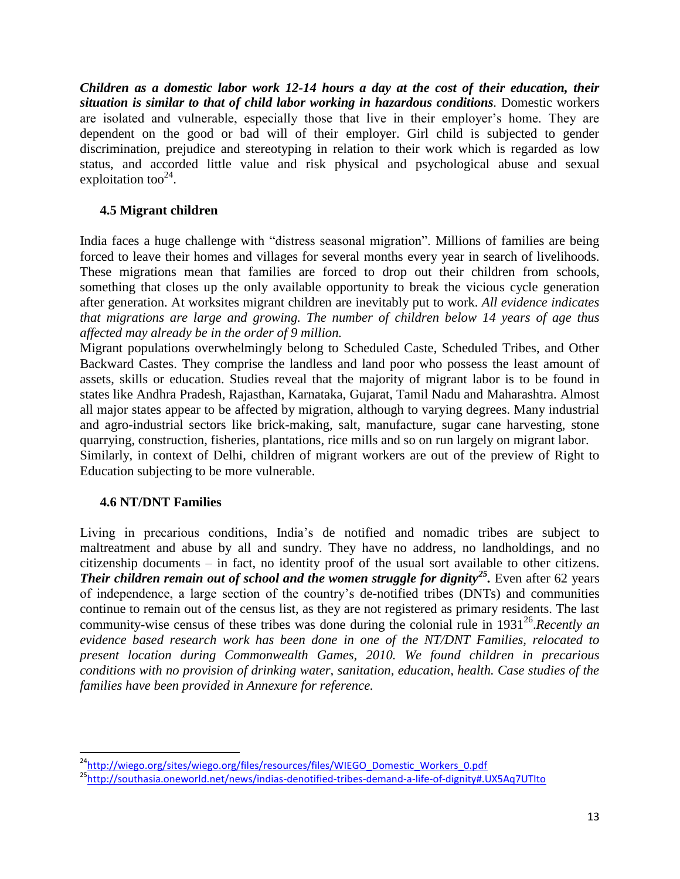***Children as a domestic labor work 12-14 hours a day at the cost of their education, their situation is similar to that of child labor working in hazardous conditions*.** Domestic workers are isolated and vulnerable, especially those that live in their employer's home. They are dependent on the good or bad will of their employer. Girl child is subjected to gender discrimination, prejudice and stereotyping in relation to their work which is regarded as low status, and accorded little value and risk physical and psychological abuse and sexual exploitation too[24].

### 4.5 Migrant children

India faces a huge challenge with "distress seasonal migration". Millions of families are being forced to leave their homes and villages for several months every year in search of livelihoods. These migrations mean that families are forced to drop out their children from schools, something that closes up the only available opportunity to break the vicious cycle generation after generation. At worksites migrant children are inevitably put to work. *All evidence indicates that migrations are large and growing. The number of children below 14 years of age thus affected may already be in the order of 9 million.*

Migrant populations overwhelmingly belong to Scheduled Caste, Scheduled Tribes, and Other Backward Castes. They comprise the landless and land poor who possess the least amount of assets, skills or education. Studies reveal that the majority of migrant labor is to be found in states like Andhra Pradesh, Rajasthan, Karnataka, Gujarat, Tamil Nadu and Maharashtra. Almost all major states appear to be affected by migration, although to varying degrees. Many industrial and agro-industrial sectors like brick-making, salt, manufacture, sugar cane harvesting, stone quarrying, construction, fisheries, plantations, rice mills and so on run largely on migrant labor.

Similarly, in context of Delhi, children of migrant workers are out of the preview of Right to Education subjecting to be more vulnerable.

### 4.6 NT/DNT Families

Living in precarious conditions, India's de notified and nomadic tribes are subject to maltreatment and abuse by all and sundry. They have no address, no landholdings, and no citizenship documents – in fact, no identity proof of the usual sort available to other citizens. ***Their children remain out of school and the women struggle for dignity[25].*** Even after 62 years of independence, a large section of the country's de-notified tribes (DNTs) and communities continue to remain out of the census list, as they are not registered as primary residents. The last community-wise census of these tribes was done during the colonial rule in 1931[26]. *Recently an evidence based research work has been done in one of the NT/DNT Families, relocated to present location during Commonwealth Games, 2010. We found children in precarious conditions with no provision of drinking water, sanitation, education, health. Case studies of the families have been provided in Annexure for reference.*

---

[24] http://wiego.org/sites/wiego.org/files/resources/files/WIEGO_Domestic_Workers_0.pdf

[25] http://southasia.oneworld.net/news/indias-denotified-tribes-demand-a-life-of-dignity#.UX5Aq7UTIto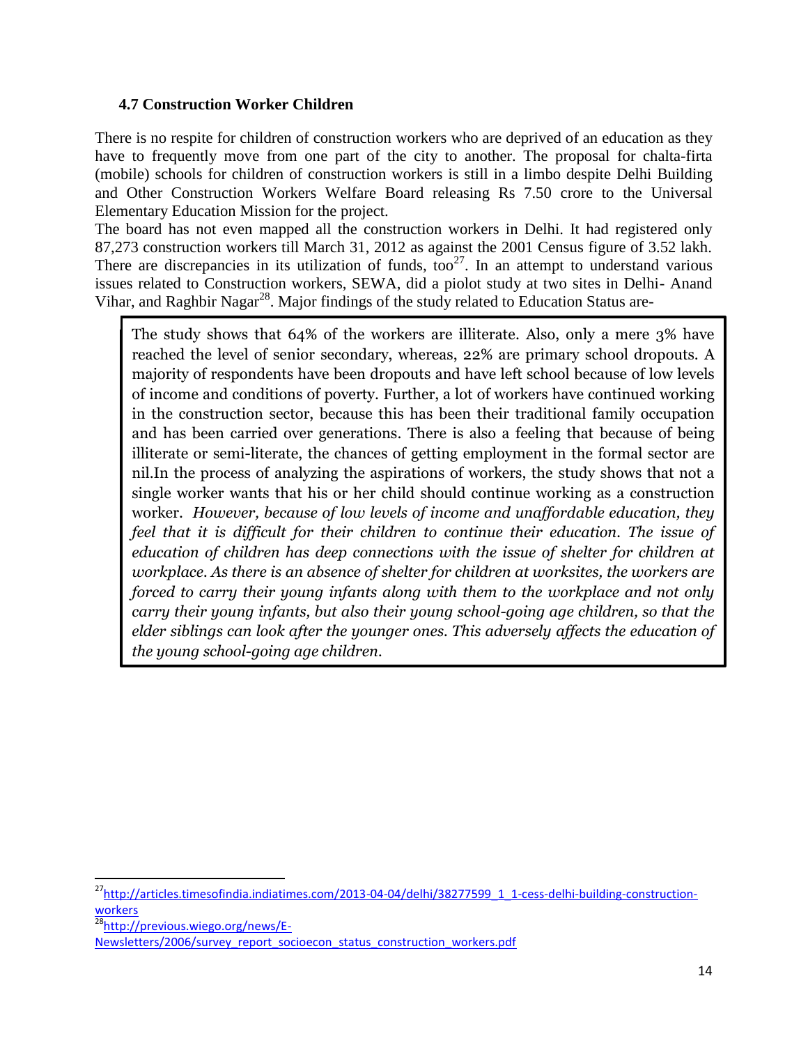### 4.7 Construction Worker Children

There is no respite for children of construction workers who are deprived of an education as they have to frequently move from one part of the city to another. The proposal for chalta-firta (mobile) schools for children of construction workers is still in a limbo despite Delhi Building and Other Construction Workers Welfare Board releasing Rs 7.50 crore to the Universal Elementary Education Mission for the project.

The board has not even mapped all the construction workers in Delhi. It had registered only 87,273 construction workers till March 31, 2012 as against the 2001 Census figure of 3.52 lakh. There are discrepancies in its utilization of funds, too[27]. In an attempt to understand various issues related to Construction workers, SEWA, did a piolot study at two sites in Delhi- Anand Vihar, and Raghbir Nagar[28]. Major findings of the study related to Education Status are-

> The study shows that 64% of the workers are illiterate. Also, only a mere 3% have reached the level of senior secondary, whereas, 22% are primary school dropouts. A majority of respondents have been dropouts and have left school because of low levels of income and conditions of poverty. Further, a lot of workers have continued working in the construction sector, because this has been their traditional family occupation and has been carried over generations. There is also a feeling that because of being illiterate or semi-literate, the chances of getting employment in the formal sector are nil.In the process of analyzing the aspirations of workers, the study shows that not a single worker wants that his or her child should continue working as a construction worker. *However, because of low levels of income and unaffordable education, they feel that it is difficult for their children to continue their education. The issue of education of children has deep connections with the issue of shelter for children at workplace. As there is an absence of shelter for children at worksites, the workers are forced to carry their young infants along with them to the workplace and not only carry their young infants, but also their young school-going age children, so that the elder siblings can look after the younger ones. This adversely affects the education of the young school-going age children.*

---

[27] http://articles.timesofindia.indiatimes.com/2013-04-04/delhi/38277599_1_1-cess-delhi-building-construction-workers

[28] http://previous.wiego.org/news/E-Newsletters/2006/survey_report_socioecon_status_construction_workers.pdf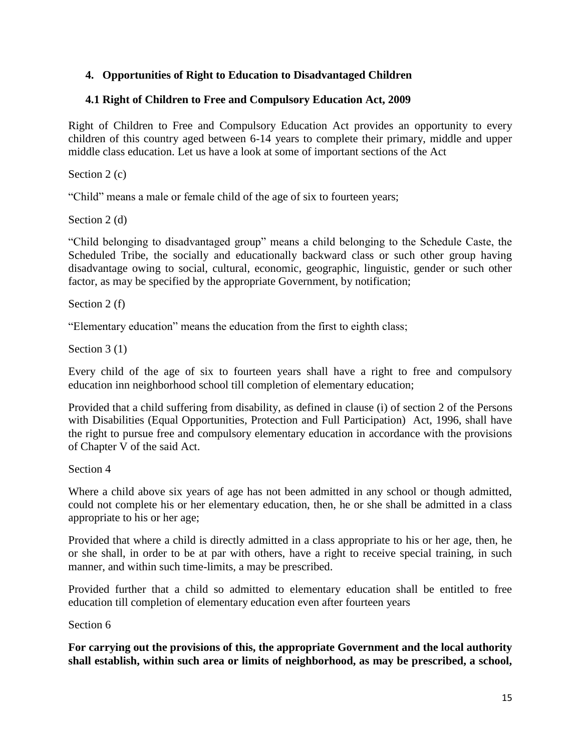## 4. Opportunities of Right to Education to Disadvantaged Children

### 4.1 Right of Children to Free and Compulsory Education Act, 2009

Right of Children to Free and Compulsory Education Act provides an opportunity to every children of this country aged between 6-14 years to complete their primary, middle and upper middle class education. Let us have a look at some of important sections of the Act

Section 2 (c)

"Child" means a male or female child of the age of six to fourteen years;

Section 2 (d)

"Child belonging to disadvantaged group" means a child belonging to the Schedule Caste, the Scheduled Tribe, the socially and educationally backward class or such other group having disadvantage owing to social, cultural, economic, geographic, linguistic, gender or such other factor, as may be specified by the appropriate Government, by notification;

Section 2 (f)

"Elementary education" means the education from the first to eighth class;

Section 3 (1)

Every child of the age of six to fourteen years shall have a right to free and compulsory education inn neighborhood school till completion of elementary education;

Provided that a child suffering from disability, as defined in clause (i) of section 2 of the Persons with Disabilities (Equal Opportunities, Protection and Full Participation) Act, 1996, shall have the right to pursue free and compulsory elementary education in accordance with the provisions of Chapter V of the said Act.

Section 4

Where a child above six years of age has not been admitted in any school or though admitted, could not complete his or her elementary education, then, he or she shall be admitted in a class appropriate to his or her age;

Provided that where a child is directly admitted in a class appropriate to his or her age, then, he or she shall, in order to be at par with others, have a right to receive special training, in such manner, and within such time-limits, a may be prescribed.

Provided further that a child so admitted to elementary education shall be entitled to free education till completion of elementary education even after fourteen years

Section 6

**For carrying out the provisions of this, the appropriate Government and the local authority shall establish, within such area or limits of neighborhood, as may be prescribed, a school,**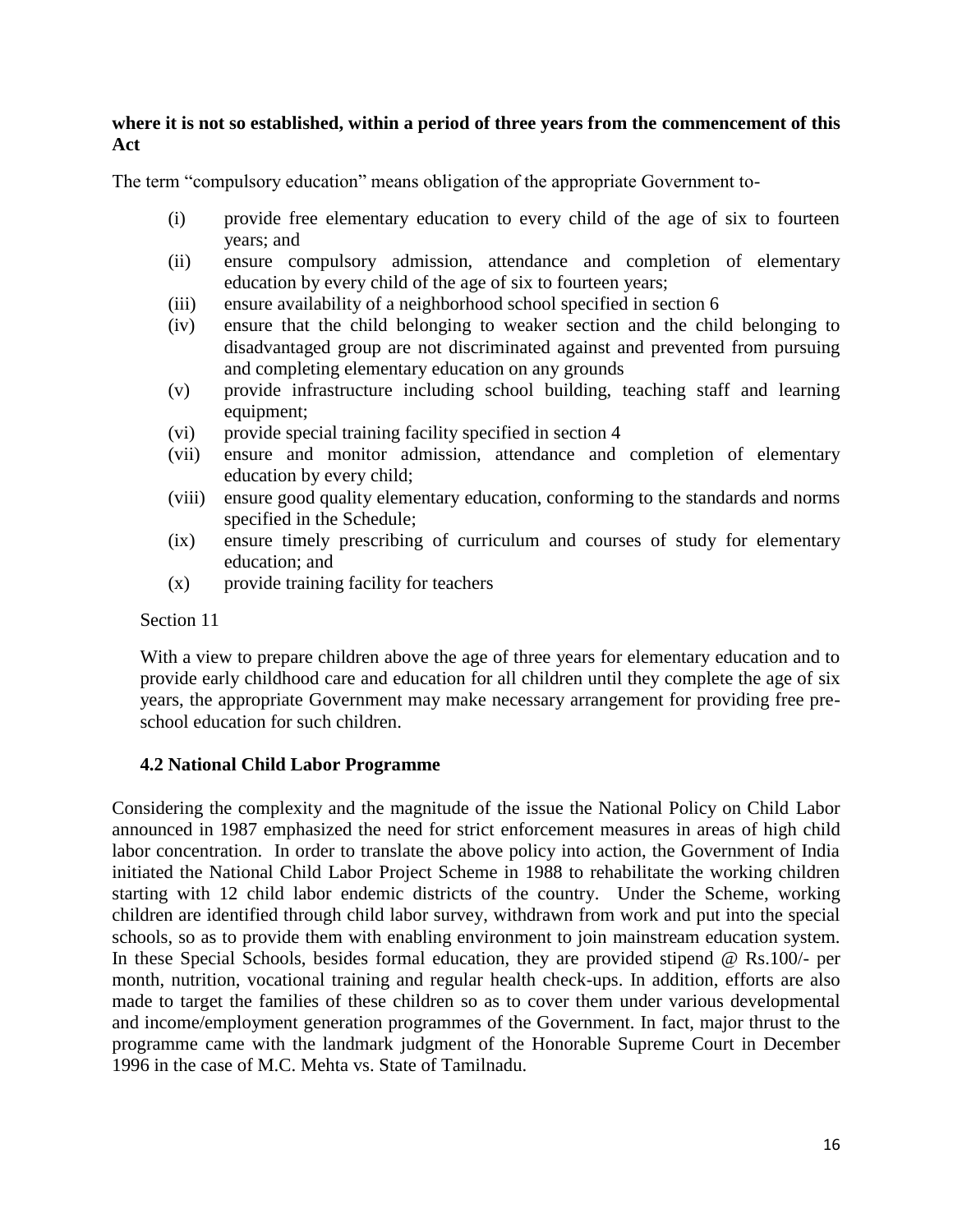**where it is not so established, within a period of three years from the commencement of this Act**

The term "compulsory education" means obligation of the appropriate Government to-

(i) provide free elementary education to every child of the age of six to fourteen years; and
(ii) ensure compulsory admission, attendance and completion of elementary education by every child of the age of six to fourteen years;
(iii) ensure availability of a neighborhood school specified in section 6
(iv) ensure that the child belonging to weaker section and the child belonging to disadvantaged group are not discriminated against and prevented from pursuing and completing elementary education on any grounds
(v) provide infrastructure including school building, teaching staff and learning equipment;
(vi) provide special training facility specified in section 4
(vii) ensure and monitor admission, attendance and completion of elementary education by every child;
(viii) ensure good quality elementary education, conforming to the standards and norms specified in the Schedule;
(ix) ensure timely prescribing of curriculum and courses of study for elementary education; and
(x) provide training facility for teachers

Section 11

With a view to prepare children above the age of three years for elementary education and to provide early childhood care and education for all children until they complete the age of six years, the appropriate Government may make necessary arrangement for providing free pre-school education for such children.

### 4.2 National Child Labor Programme

Considering the complexity and the magnitude of the issue the National Policy on Child Labor announced in 1987 emphasized the need for strict enforcement measures in areas of high child labor concentration. In order to translate the above policy into action, the Government of India initiated the National Child Labor Project Scheme in 1988 to rehabilitate the working children starting with 12 child labor endemic districts of the country. Under the Scheme, working children are identified through child labor survey, withdrawn from work and put into the special schools, so as to provide them with enabling environment to join mainstream education system. In these Special Schools, besides formal education, they are provided stipend @ Rs.100/- per month, nutrition, vocational training and regular health check-ups. In addition, efforts are also made to target the families of these children so as to cover them under various developmental and income/employment generation programmes of the Government. In fact, major thrust to the programme came with the landmark judgment of the Honorable Supreme Court in December 1996 in the case of M.C. Mehta vs. State of Tamilnadu.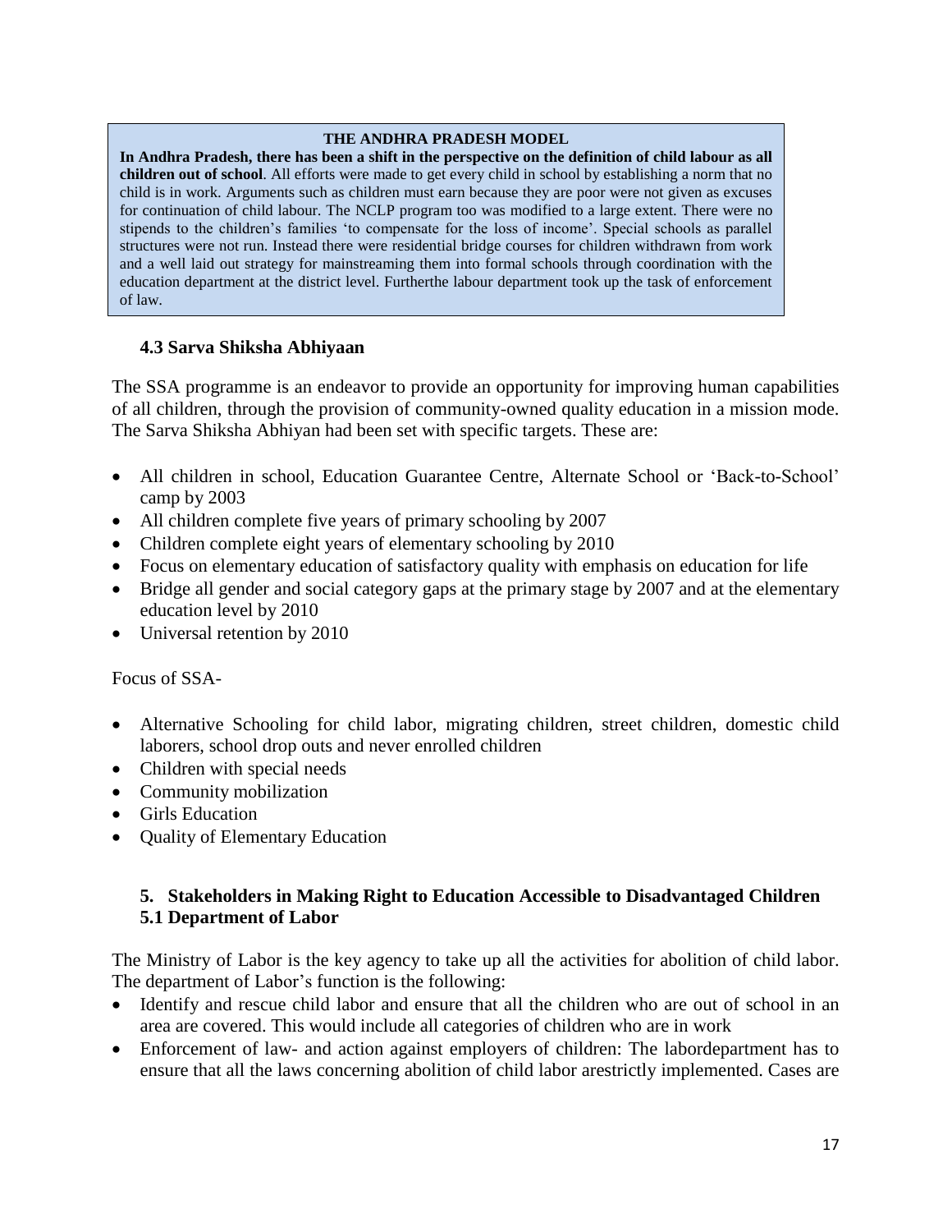**THE ANDHRA PRADESH MODEL**

**In Andhra Pradesh, there has been a shift in the perspective on the definition of child labour as all children out of school**. All efforts were made to get every child in school by establishing a norm that no child is in work. Arguments such as children must earn because they are poor were not given as excuses for continuation of child labour. The NCLP program too was modified to a large extent. There were no stipends to the children's families 'to compensate for the loss of income'. Special schools as parallel structures were not run. Instead there were residential bridge courses for children withdrawn from work and a well laid out strategy for mainstreaming them into formal schools through coordination with the education department at the district level. Furtherthe labour department took up the task of enforcement of law.

### 4.3 Sarva Shiksha Abhiyaan

The SSA programme is an endeavor to provide an opportunity for improving human capabilities of all children, through the provision of community-owned quality education in a mission mode. The Sarva Shiksha Abhiyan had been set with specific targets. These are:

- All children in school, Education Guarantee Centre, Alternate School or 'Back-to-School' camp by 2003
- All children complete five years of primary schooling by 2007
- Children complete eight years of elementary schooling by 2010
- Focus on elementary education of satisfactory quality with emphasis on education for life
- Bridge all gender and social category gaps at the primary stage by 2007 and at the elementary education level by 2010
- Universal retention by 2010

Focus of SSA-

- Alternative Schooling for child labor, migrating children, street children, domestic child laborers, school drop outs and never enrolled children
- Children with special needs
- Community mobilization
- Girls Education
- Quality of Elementary Education

## 5. Stakeholders in Making Right to Education Accessible to Disadvantaged Children

### 5.1 Department of Labor

The Ministry of Labor is the key agency to take up all the activities for abolition of child labor. The department of Labor's function is the following:

- Identify and rescue child labor and ensure that all the children who are out of school in an area are covered. This would include all categories of children who are in work
- Enforcement of law- and action against employers of children: The labordepartment has to ensure that all the laws concerning abolition of child labor arestrictly implemented. Cases are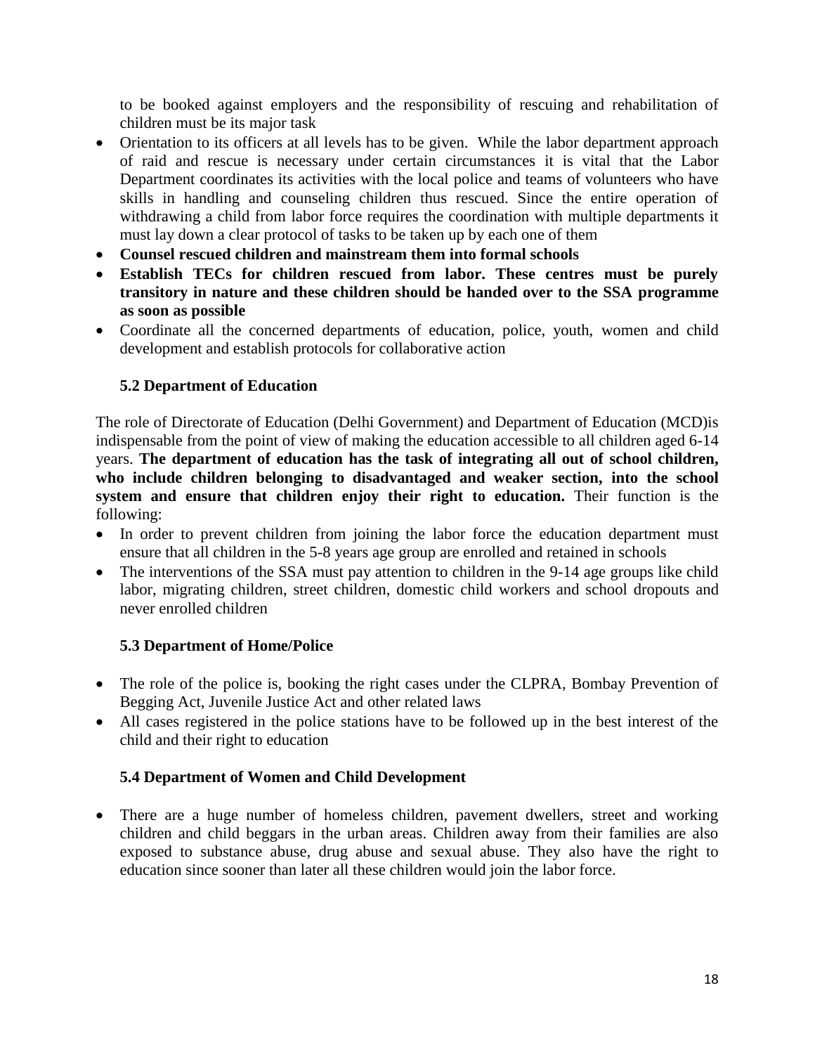to be booked against employers and the responsibility of rescuing and rehabilitation of children must be its major task

- Orientation to its officers at all levels has to be given. While the labor department approach of raid and rescue is necessary under certain circumstances it is vital that the Labor Department coordinates its activities with the local police and teams of volunteers who have skills in handling and counseling children thus rescued. Since the entire operation of withdrawing a child from labor force requires the coordination with multiple departments it must lay down a clear protocol of tasks to be taken up by each one of them
- **Counsel rescued children and mainstream them into formal schools**
- **Establish TECs for children rescued from labor. These centres must be purely transitory in nature and these children should be handed over to the SSA programme as soon as possible**
- Coordinate all the concerned departments of education, police, youth, women and child development and establish protocols for collaborative action

### 5.2 Department of Education

The role of Directorate of Education (Delhi Government) and Department of Education (MCD)is indispensable from the point of view of making the education accessible to all children aged 6-14 years. **The department of education has the task of integrating all out of school children, who include children belonging to disadvantaged and weaker section, into the school system and ensure that children enjoy their right to education.** Their function is the following:

- In order to prevent children from joining the labor force the education department must ensure that all children in the 5-8 years age group are enrolled and retained in schools
- The interventions of the SSA must pay attention to children in the 9-14 age groups like child labor, migrating children, street children, domestic child workers and school dropouts and never enrolled children

### 5.3 Department of Home/Police

- The role of the police is, booking the right cases under the CLPRA, Bombay Prevention of Begging Act, Juvenile Justice Act and other related laws
- All cases registered in the police stations have to be followed up in the best interest of the child and their right to education

### 5.4 Department of Women and Child Development

- There are a huge number of homeless children, pavement dwellers, street and working children and child beggars in the urban areas. Children away from their families are also exposed to substance abuse, drug abuse and sexual abuse. They also have the right to education since sooner than later all these children would join the labor force.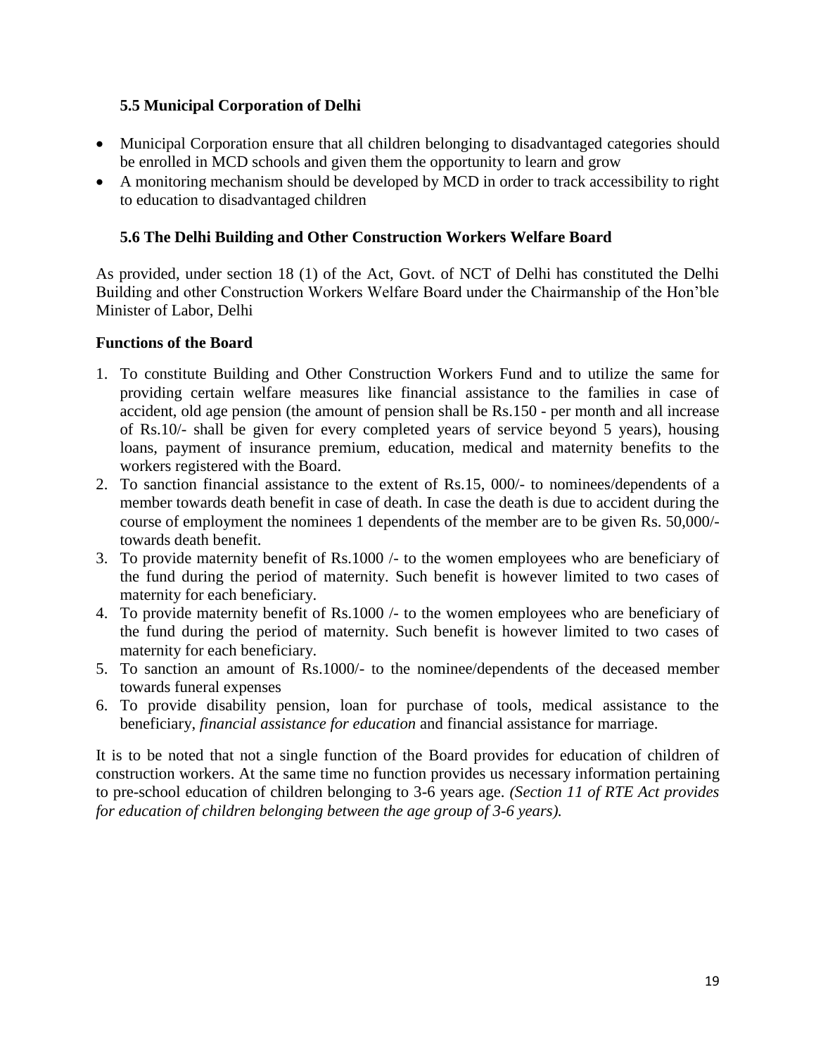### 5.5 Municipal Corporation of Delhi

- Municipal Corporation ensure that all children belonging to disadvantaged categories should be enrolled in MCD schools and given them the opportunity to learn and grow
- A monitoring mechanism should be developed by MCD in order to track accessibility to right to education to disadvantaged children

### 5.6 The Delhi Building and Other Construction Workers Welfare Board

As provided, under section 18 (1) of the Act, Govt. of NCT of Delhi has constituted the Delhi Building and other Construction Workers Welfare Board under the Chairmanship of the Hon'ble Minister of Labor, Delhi

**Functions of the Board**

1. To constitute Building and Other Construction Workers Fund and to utilize the same for providing certain welfare measures like financial assistance to the families in case of accident, old age pension (the amount of pension shall be Rs.150 - per month and all increase of Rs.10/- shall be given for every completed years of service beyond 5 years), housing loans, payment of insurance premium, education, medical and maternity benefits to the workers registered with the Board.
2. To sanction financial assistance to the extent of Rs.15, 000/- to nominees/dependents of a member towards death benefit in case of death. In case the death is due to accident during the course of employment the nominees 1 dependents of the member are to be given Rs. 50,000/- towards death benefit.
3. To provide maternity benefit of Rs.1000 /- to the women employees who are beneficiary of the fund during the period of maternity. Such benefit is however limited to two cases of maternity for each beneficiary.
4. To provide maternity benefit of Rs.1000 /- to the women employees who are beneficiary of the fund during the period of maternity. Such benefit is however limited to two cases of maternity for each beneficiary.
5. To sanction an amount of Rs.1000/- to the nominee/dependents of the deceased member towards funeral expenses
6. To provide disability pension, loan for purchase of tools, medical assistance to the beneficiary, *financial assistance for education* and financial assistance for marriage.

It is to be noted that not a single function of the Board provides for education of children of construction workers. At the same time no function provides us necessary information pertaining to pre-school education of children belonging to 3-6 years age. *(Section 11 of RTE Act provides for education of children belonging between the age group of 3-6 years).*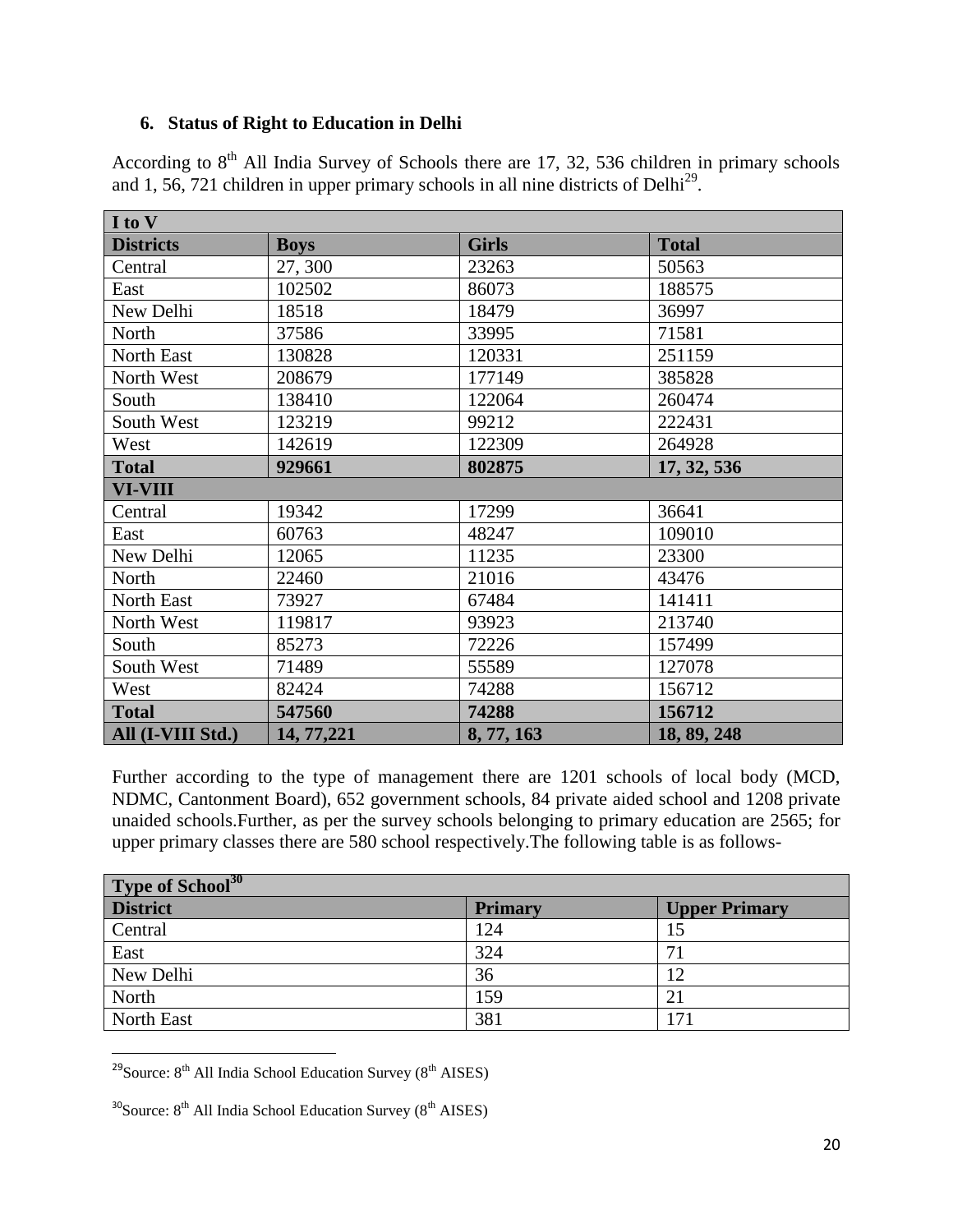### 6. Status of Right to Education in Delhi

According to 8th All India Survey of Schools there are 17, 32, 536 children in primary schools and 1, 56, 721 children in upper primary schools in all nine districts of Delhi[29].

| I to V | | | |
|---|---|---|---|
| **Districts** | **Boys** | **Girls** | **Total** |
| Central | 27, 300 | 23263 | 50563 |
| East | 102502 | 86073 | 188575 |
| New Delhi | 18518 | 18479 | 36997 |
| North | 37586 | 33995 | 71581 |
| North East | 130828 | 120331 | 251159 |
| North West | 208679 | 177149 | 385828 |
| South | 138410 | 122064 | 260474 |
| South West | 123219 | 99212 | 222431 |
| West | 142619 | 122309 | 264928 |
| **Total** | **929661** | **802875** | **17, 32, 536** |
| **VI-VIII** | | | |
| Central | 19342 | 17299 | 36641 |
| East | 60763 | 48247 | 109010 |
| New Delhi | 12065 | 11235 | 23300 |
| North | 22460 | 21016 | 43476 |
| North East | 73927 | 67484 | 141411 |
| North West | 119817 | 93923 | 213740 |
| South | 85273 | 72226 | 157499 |
| South West | 71489 | 55589 | 127078 |
| West | 82424 | 74288 | 156712 |
| **Total** | **547560** | **74288** | **156712** |
| **All (I-VIII Std.)** | **14, 77,221** | **8, 77, 163** | **18, 89, 248** |

Further according to the type of management there are 1201 schools of local body (MCD, NDMC, Cantonment Board), 652 government schools, 84 private aided school and 1208 private unaided schools.Further, as per the survey schools belonging to primary education are 2565; for upper primary classes there are 580 school respectively.The following table is as follows-

| Type of School[30] | | |
|---|---|---|
| **District** | **Primary** | **Upper Primary** |
| Central | 124 | 15 |
| East | 324 | 71 |
| New Delhi | 36 | 12 |
| North | 159 | 21 |
| North East | 381 | 171 |

[29]Source: 8th All India School Education Survey (8th AISES)

[30]Source: 8th All India School Education Survey (8th AISES)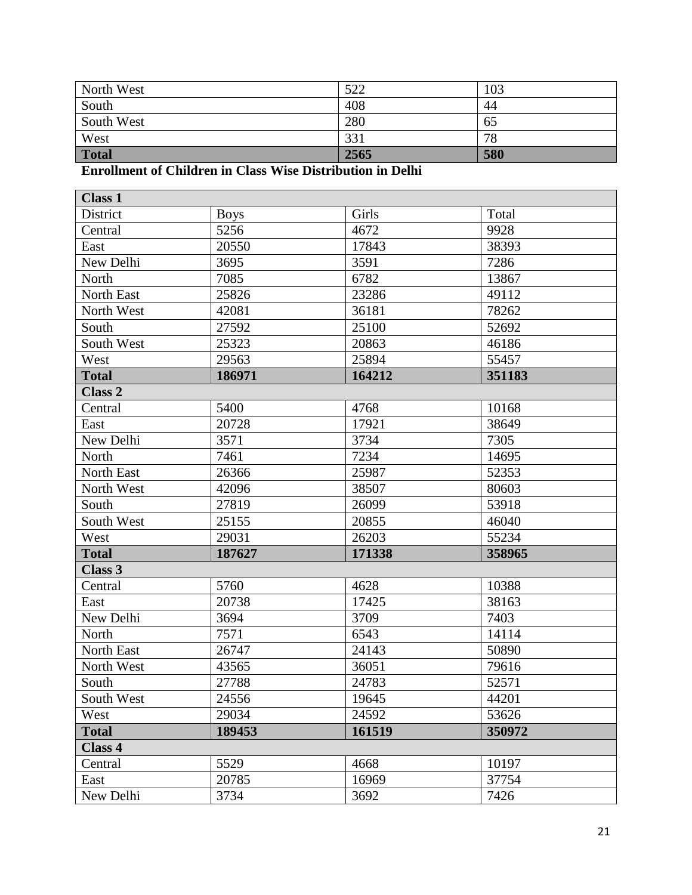| North West | 522 | 103 |
|---|---|---|
| South | 408 | 44 |
| South West | 280 | 65 |
| West | 331 | 78 |
| **Total** | **2565** | **580** |

**Enrollment of Children in Class Wise Distribution in Delhi**

| **Class 1** | | | |
|---|---|---|---|
| District | Boys | Girls | Total |
| Central | 5256 | 4672 | 9928 |
| East | 20550 | 17843 | 38393 |
| New Delhi | 3695 | 3591 | 7286 |
| North | 7085 | 6782 | 13867 |
| North East | 25826 | 23286 | 49112 |
| North West | 42081 | 36181 | 78262 |
| South | 27592 | 25100 | 52692 |
| South West | 25323 | 20863 | 46186 |
| West | 29563 | 25894 | 55457 |
| **Total** | **186971** | **164212** | **351183** |
| **Class 2** | | | |
| Central | 5400 | 4768 | 10168 |
| East | 20728 | 17921 | 38649 |
| New Delhi | 3571 | 3734 | 7305 |
| North | 7461 | 7234 | 14695 |
| North East | 26366 | 25987 | 52353 |
| North West | 42096 | 38507 | 80603 |
| South | 27819 | 26099 | 53918 |
| South West | 25155 | 20855 | 46040 |
| West | 29031 | 26203 | 55234 |
| **Total** | **187627** | **171338** | **358965** |
| **Class 3** | | | |
| Central | 5760 | 4628 | 10388 |
| East | 20738 | 17425 | 38163 |
| New Delhi | 3694 | 3709 | 7403 |
| North | 7571 | 6543 | 14114 |
| North East | 26747 | 24143 | 50890 |
| North West | 43565 | 36051 | 79616 |
| South | 27788 | 24783 | 52571 |
| South West | 24556 | 19645 | 44201 |
| West | 29034 | 24592 | 53626 |
| **Total** | **189453** | **161519** | **350972** |
| **Class 4** | | | |
| Central | 5529 | 4668 | 10197 |
| East | 20785 | 16969 | 37754 |
| New Delhi | 3734 | 3692 | 7426 |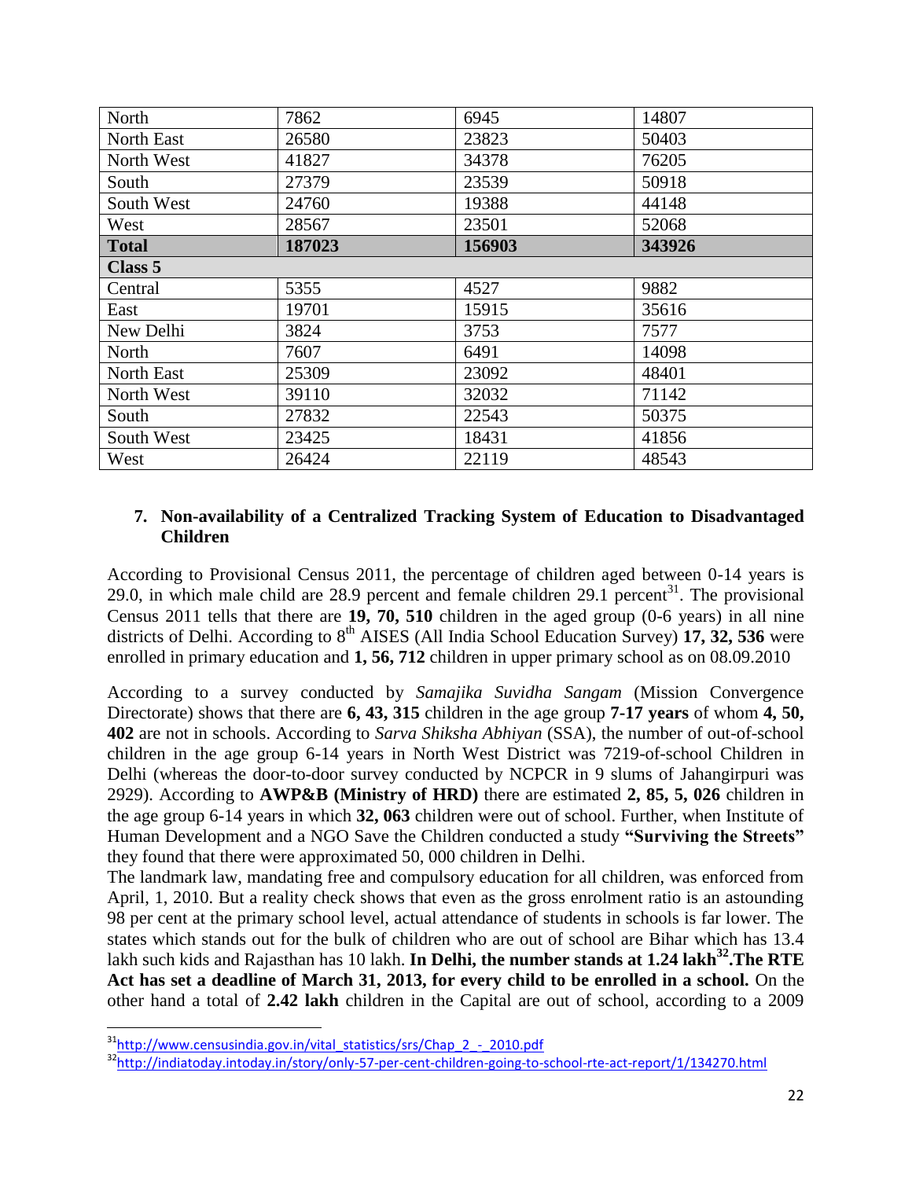| | | | |
|---|---|---|---|
| North | 7862 | 6945 | 14807 |
| North East | 26580 | 23823 | 50403 |
| North West | 41827 | 34378 | 76205 |
| South | 27379 | 23539 | 50918 |
| South West | 24760 | 19388 | 44148 |
| West | 28567 | 23501 | 52068 |
| **Total** | **187023** | **156903** | **343926** |
| **Class 5** | | | |
| Central | 5355 | 4527 | 9882 |
| East | 19701 | 15915 | 35616 |
| New Delhi | 3824 | 3753 | 7577 |
| North | 7607 | 6491 | 14098 |
| North East | 25309 | 23092 | 48401 |
| North West | 39110 | 32032 | 71142 |
| South | 27832 | 22543 | 50375 |
| South West | 23425 | 18431 | 41856 |
| West | 26424 | 22119 | 48543 |

7. **Non-availability of a Centralized Tracking System of Education to Disadvantaged Children**

According to Provisional Census 2011, the percentage of children aged between 0-14 years is 29.0, in which male child are 28.9 percent and female children 29.1 percent[31]. The provisional Census 2011 tells that there are **19, 70, 510** children in the aged group (0-6 years) in all nine districts of Delhi. According to 8th AISES (All India School Education Survey) **17, 32, 536** were enrolled in primary education and **1, 56, 712** children in upper primary school as on 08.09.2010

According to a survey conducted by *Samajika Suvidha Sangam* (Mission Convergence Directorate) shows that there are **6, 43, 315** children in the age group **7-17 years** of whom **4, 50, 402** are not in schools. According to *Sarva Shiksha Abhiyan* (SSA), the number of out-of-school children in the age group 6-14 years in North West District was 7219-of-school Children in Delhi (whereas the door-to-door survey conducted by NCPCR in 9 slums of Jahangirpuri was 2929). According to **AWP&B (Ministry of HRD)** there are estimated **2, 85, 5, 026** children in the age group 6-14 years in which **32, 063** children were out of school. Further, when Institute of Human Development and a NGO Save the Children conducted a study **"Surviving the Streets"** they found that there were approximated 50, 000 children in Delhi.
The landmark law, mandating free and compulsory education for all children, was enforced from April, 1, 2010. But a reality check shows that even as the gross enrolment ratio is an astounding 98 per cent at the primary school level, actual attendance of students in schools is far lower. The states which stands out for the bulk of children who are out of school are Bihar which has 13.4 lakh such kids and Rajasthan has 10 lakh. **In Delhi, the number stands at 1.24 lakh[32].The RTE Act has set a deadline of March 31, 2013, for every child to be enrolled in a school.** On the other hand a total of **2.42 lakh** children in the Capital are out of school, according to a 2009

[31] http://www.censusindia.gov.in/vital_statistics/srs/Chap_2_-_2010.pdf

[32] http://indiatoday.intoday.in/story/only-57-per-cent-children-going-to-school-rte-act-report/1/134270.html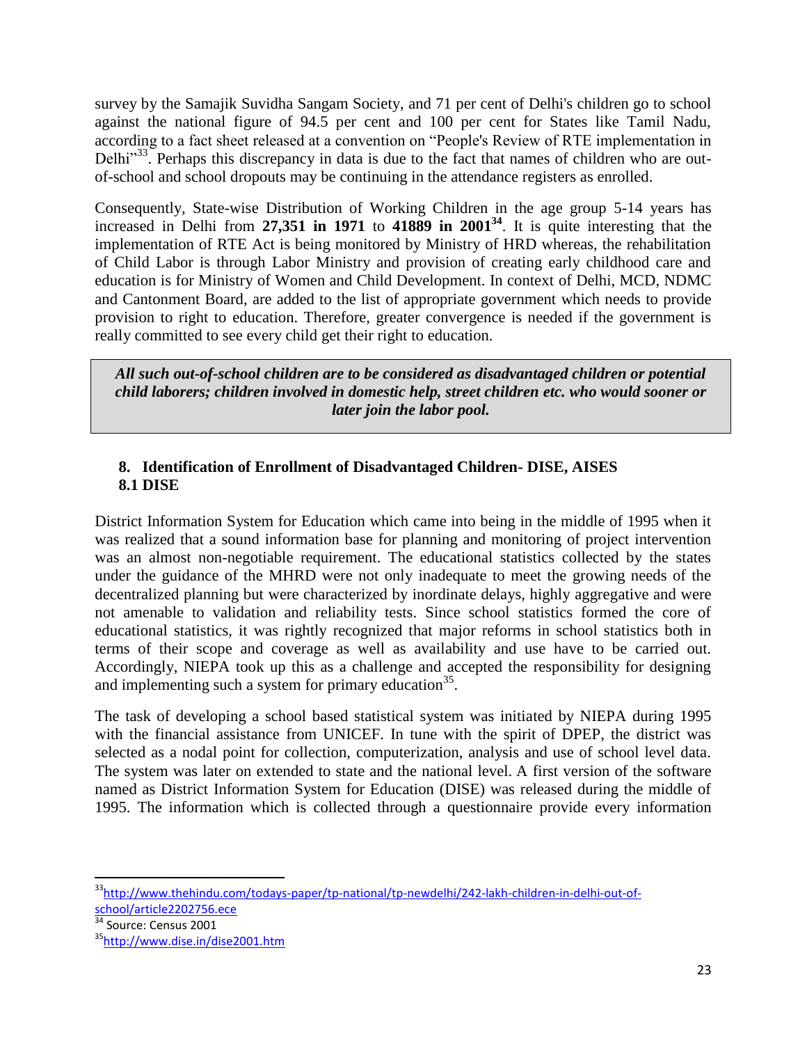survey by the Samajik Suvidha Sangam Society, and 71 per cent of Delhi's children go to school against the national figure of 94.5 per cent and 100 per cent for States like Tamil Nadu, according to a fact sheet released at a convention on "People's Review of RTE implementation in Delhi"[33]. Perhaps this discrepancy in data is due to the fact that names of children who are out-of-school and school dropouts may be continuing in the attendance registers as enrolled.

Consequently, State-wise Distribution of Working Children in the age group 5-14 years has increased in Delhi from **27,351 in 1971** to **41889 in 2001**[34]. It is quite interesting that the implementation of RTE Act is being monitored by Ministry of HRD whereas, the rehabilitation of Child Labor is through Labor Ministry and provision of creating early childhood care and education is for Ministry of Women and Child Development. In context of Delhi, MCD, NDMC and Cantonment Board, are added to the list of appropriate government which needs to provide provision to right to education. Therefore, greater convergence is needed if the government is really committed to see every child get their right to education.

***All such out-of-school children are to be considered as disadvantaged children or potential child laborers; children involved in domestic help, street children etc. who would sooner or later join the labor pool.***

## 8. Identification of Enrollment of Disadvantaged Children- DISE, AISES

### 8.1 DISE

District Information System for Education which came into being in the middle of 1995 when it was realized that a sound information base for planning and monitoring of project intervention was an almost non-negotiable requirement. The educational statistics collected by the states under the guidance of the MHRD were not only inadequate to meet the growing needs of the decentralized planning but were characterized by inordinate delays, highly aggregative and were not amenable to validation and reliability tests. Since school statistics formed the core of educational statistics, it was rightly recognized that major reforms in school statistics both in terms of their scope and coverage as well as availability and use have to be carried out. Accordingly, NIEPA took up this as a challenge and accepted the responsibility for designing and implementing such a system for primary education[35].

The task of developing a school based statistical system was initiated by NIEPA during 1995 with the financial assistance from UNICEF. In tune with the spirit of DPEP, the district was selected as a nodal point for collection, computerization, analysis and use of school level data. The system was later on extended to state and the national level. A first version of the software named as District Information System for Education (DISE) was released during the middle of 1995. The information which is collected through a questionnaire provide every information

---

[33] http://www.thehindu.com/todays-paper/tp-national/tp-newdelhi/242-lakh-children-in-delhi-out-of-school/article2202756.ece

[34] Source: Census 2001

[35] http://www.dise.in/dise2001.htm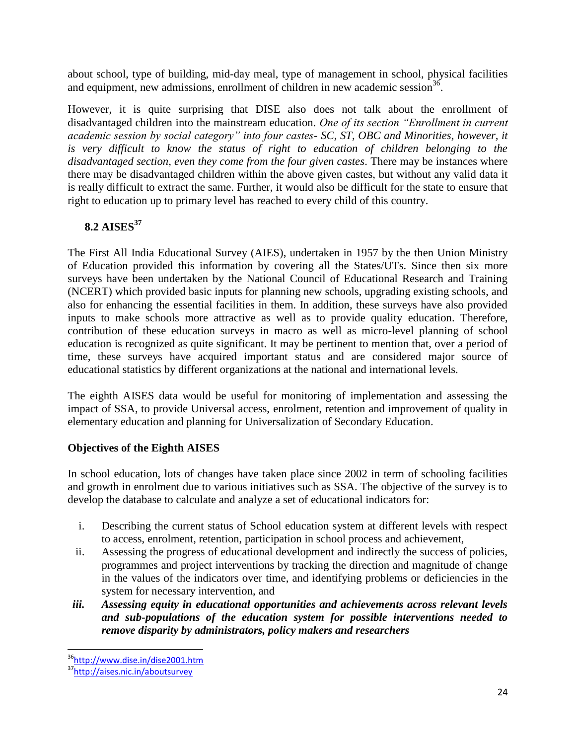about school, type of building, mid-day meal, type of management in school, physical facilities and equipment, new admissions, enrollment of children in new academic session[36].

However, it is quite surprising that DISE also does not talk about the enrollment of disadvantaged children into the mainstream education. *One of its section "Enrollment in current academic session by social category" into four castes- SC, ST, OBC and Minorities, however, it is very difficult to know the status of right to education of children belonging to the disadvantaged section, even they come from the four given castes*. There may be instances where there may be disadvantaged children within the above given castes, but without any valid data it is really difficult to extract the same. Further, it would also be difficult for the state to ensure that right to education up to primary level has reached to every child of this country.

## 8.2 AISES[37]

The First All India Educational Survey (AIES), undertaken in 1957 by the then Union Ministry of Education provided this information by covering all the States/UTs. Since then six more surveys have been undertaken by the National Council of Educational Research and Training (NCERT) which provided basic inputs for planning new schools, upgrading existing schools, and also for enhancing the essential facilities in them. In addition, these surveys have also provided inputs to make schools more attractive as well as to provide quality education. Therefore, contribution of these education surveys in macro as well as micro-level planning of school education is recognized as quite significant. It may be pertinent to mention that, over a period of time, these surveys have acquired important status and are considered major source of educational statistics by different organizations at the national and international levels.

The eighth AISES data would be useful for monitoring of implementation and assessing the impact of SSA, to provide Universal access, enrolment, retention and improvement of quality in elementary education and planning for Universalization of Secondary Education.

### Objectives of the Eighth AISES

In school education, lots of changes have taken place since 2002 in term of schooling facilities and growth in enrolment due to various initiatives such as SSA. The objective of the survey is to develop the database to calculate and analyze a set of educational indicators for:

i. Describing the current status of School education system at different levels with respect to access, enrolment, retention, participation in school process and achievement,
ii. Assessing the progress of educational development and indirectly the success of policies, programmes and project interventions by tracking the direction and magnitude of change in the values of the indicators over time, and identifying problems or deficiencies in the system for necessary intervention, and
iii. ***Assessing equity in educational opportunities and achievements across relevant levels and sub-populations of the education system for possible interventions needed to remove disparity by administrators, policy makers and researchers***

---

[36] http://www.dise.in/dise2001.htm

[37] http://aises.nic.in/aboutsurvey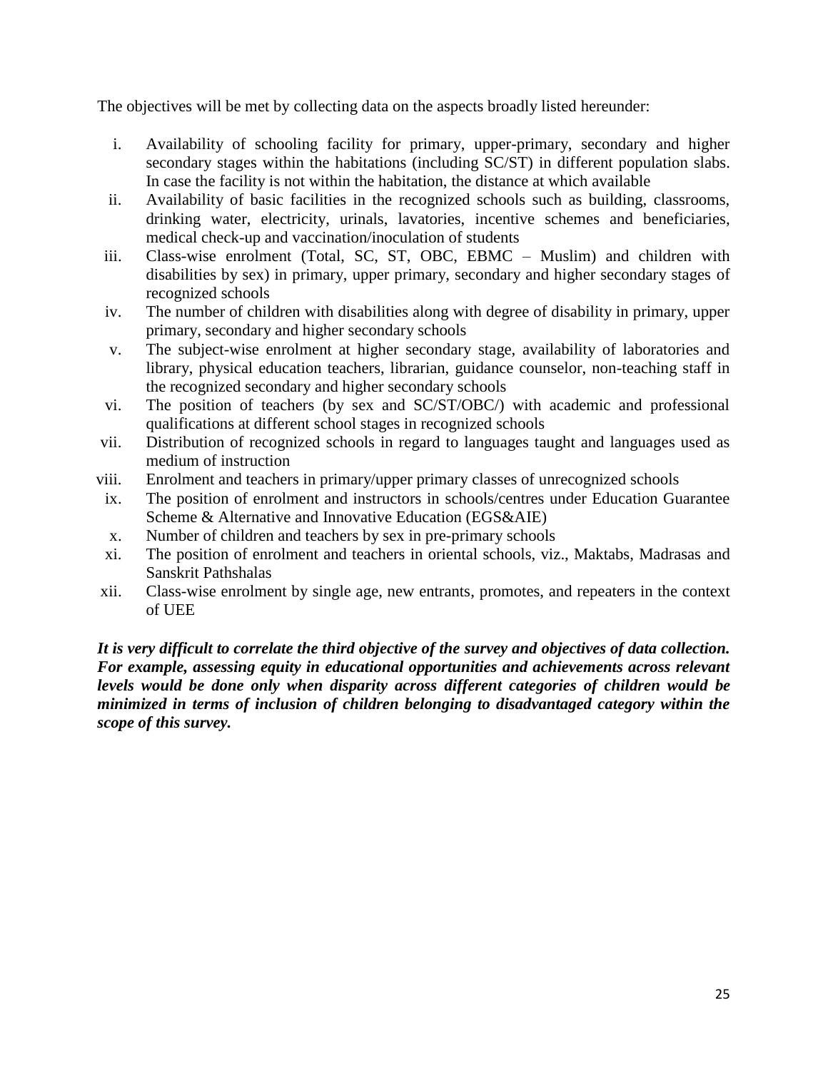The objectives will be met by collecting data on the aspects broadly listed hereunder:

i. Availability of schooling facility for primary, upper-primary, secondary and higher secondary stages within the habitations (including SC/ST) in different population slabs. In case the facility is not within the habitation, the distance at which available
ii. Availability of basic facilities in the recognized schools such as building, classrooms, drinking water, electricity, urinals, lavatories, incentive schemes and beneficiaries, medical check-up and vaccination/inoculation of students
iii. Class-wise enrolment (Total, SC, ST, OBC, EBMC – Muslim) and children with disabilities by sex) in primary, upper primary, secondary and higher secondary stages of recognized schools
iv. The number of children with disabilities along with degree of disability in primary, upper primary, secondary and higher secondary schools
v. The subject-wise enrolment at higher secondary stage, availability of laboratories and library, physical education teachers, librarian, guidance counselor, non-teaching staff in the recognized secondary and higher secondary schools
vi. The position of teachers (by sex and SC/ST/OBC/) with academic and professional qualifications at different school stages in recognized schools
vii. Distribution of recognized schools in regard to languages taught and languages used as medium of instruction
viii. Enrolment and teachers in primary/upper primary classes of unrecognized schools
ix. The position of enrolment and instructors in schools/centres under Education Guarantee Scheme & Alternative and Innovative Education (EGS&AIE)
x. Number of children and teachers by sex in pre-primary schools
xi. The position of enrolment and teachers in oriental schools, viz., Maktabs, Madrasas and Sanskrit Pathshalas
xii. Class-wise enrolment by single age, new entrants, promotes, and repeaters in the context of UEE

***It is very difficult to correlate the third objective of the survey and objectives of data collection. For example, assessing equity in educational opportunities and achievements across relevant levels would be done only when disparity across different categories of children would be minimized in terms of inclusion of children belonging to disadvantaged category within the scope of this survey.***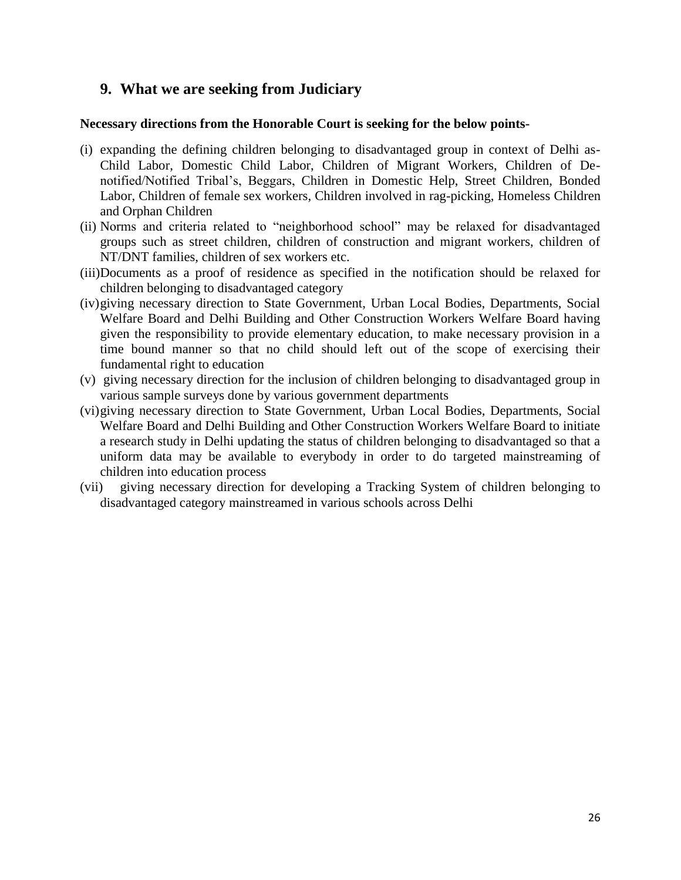## 9. What we are seeking from Judiciary

**Necessary directions from the Honorable Court is seeking for the below points-**

(i) expanding the defining children belonging to disadvantaged group in context of Delhi as- Child Labor, Domestic Child Labor, Children of Migrant Workers, Children of De-notified/Notified Tribal's, Beggars, Children in Domestic Help, Street Children, Bonded Labor, Children of female sex workers, Children involved in rag-picking, Homeless Children and Orphan Children

(ii) Norms and criteria related to "neighborhood school" may be relaxed for disadvantaged groups such as street children, children of construction and migrant workers, children of NT/DNT families, children of sex workers etc.

(iii) Documents as a proof of residence as specified in the notification should be relaxed for children belonging to disadvantaged category

(iv) giving necessary direction to State Government, Urban Local Bodies, Departments, Social Welfare Board and Delhi Building and Other Construction Workers Welfare Board having given the responsibility to provide elementary education, to make necessary provision in a time bound manner so that no child should left out of the scope of exercising their fundamental right to education

(v) giving necessary direction for the inclusion of children belonging to disadvantaged group in various sample surveys done by various government departments

(vi) giving necessary direction to State Government, Urban Local Bodies, Departments, Social Welfare Board and Delhi Building and Other Construction Workers Welfare Board to initiate a research study in Delhi updating the status of children belonging to disadvantaged so that a uniform data may be available to everybody in order to do targeted mainstreaming of children into education process

(vii) giving necessary direction for developing a Tracking System of children belonging to disadvantaged category mainstreamed in various schools across Delhi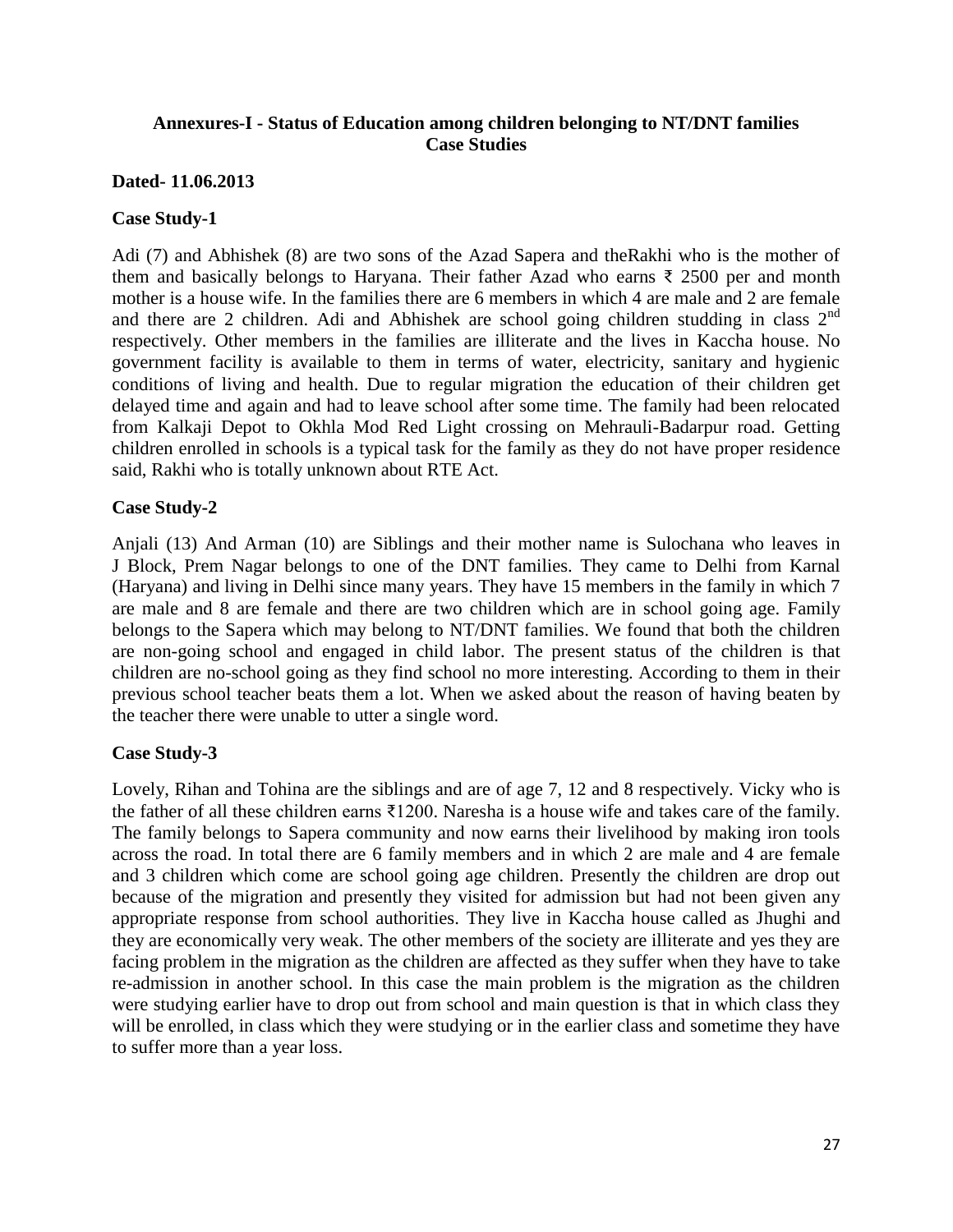**Annexures-I - Status of Education among children belonging to NT/DNT families Case Studies**

**Dated- 11.06.2013**

**Case Study-1**

Adi (7) and Abhishek (8) are two sons of the Azad Sapera and theRakhi who is the mother of them and basically belongs to Haryana. Their father Azad who earns ₹ 2500 per and month mother is a house wife. In the families there are 6 members in which 4 are male and 2 are female and there are 2 children. Adi and Abhishek are school going children studding in class 2nd respectively. Other members in the families are illiterate and the lives in Kaccha house. No government facility is available to them in terms of water, electricity, sanitary and hygienic conditions of living and health. Due to regular migration the education of their children get delayed time and again and had to leave school after some time. The family had been relocated from Kalkaji Depot to Okhla Mod Red Light crossing on Mehrauli-Badarpur road. Getting children enrolled in schools is a typical task for the family as they do not have proper residence said, Rakhi who is totally unknown about RTE Act.

**Case Study-2**

Anjali (13) And Arman (10) are Siblings and their mother name is Sulochana who leaves in J Block, Prem Nagar belongs to one of the DNT families. They came to Delhi from Karnal (Haryana) and living in Delhi since many years. They have 15 members in the family in which 7 are male and 8 are female and there are two children which are in school going age. Family belongs to the Sapera which may belong to NT/DNT families. We found that both the children are non-going school and engaged in child labor. The present status of the children is that children are no-school going as they find school no more interesting. According to them in their previous school teacher beats them a lot. When we asked about the reason of having beaten by the teacher there were unable to utter a single word.

**Case Study-3**

Lovely, Rihan and Tohina are the siblings and are of age 7, 12 and 8 respectively. Vicky who is the father of all these children earns ₹1200. Naresha is a house wife and takes care of the family. The family belongs to Sapera community and now earns their livelihood by making iron tools across the road. In total there are 6 family members and in which 2 are male and 4 are female and 3 children which come are school going age children. Presently the children are drop out because of the migration and presently they visited for admission but had not been given any appropriate response from school authorities. They live in Kaccha house called as Jhughi and they are economically very weak. The other members of the society are illiterate and yes they are facing problem in the migration as the children are affected as they suffer when they have to take re-admission in another school. In this case the main problem is the migration as the children were studying earlier have to drop out from school and main question is that in which class they will be enrolled, in class which they were studying or in the earlier class and sometime they have to suffer more than a year loss.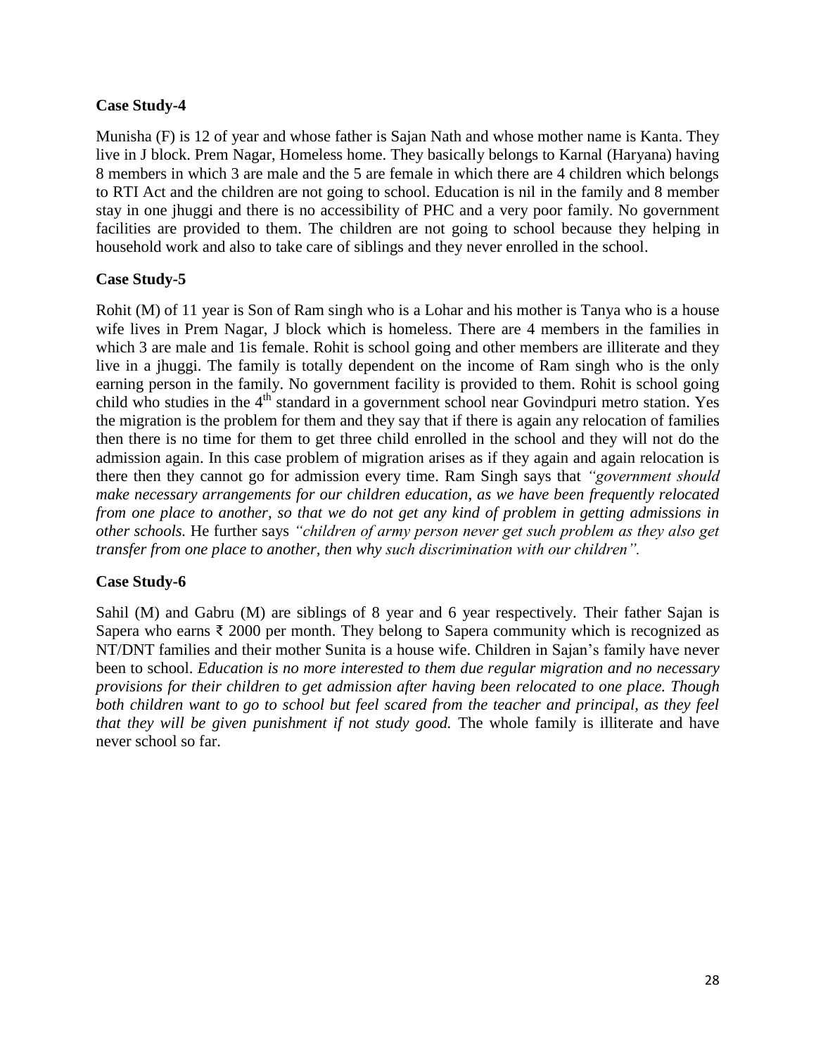**Case Study-4**

Munisha (F) is 12 of year and whose father is Sajan Nath and whose mother name is Kanta. They live in J block. Prem Nagar, Homeless home. They basically belongs to Karnal (Haryana) having 8 members in which 3 are male and the 5 are female in which there are 4 children which belongs to RTI Act and the children are not going to school. Education is nil in the family and 8 member stay in one jhuggi and there is no accessibility of PHC and a very poor family. No government facilities are provided to them. The children are not going to school because they helping in household work and also to take care of siblings and they never enrolled in the school.

**Case Study-5**

Rohit (M) of 11 year is Son of Ram singh who is a Lohar and his mother is Tanya who is a house wife lives in Prem Nagar, J block which is homeless. There are 4 members in the families in which 3 are male and 1is female. Rohit is school going and other members are illiterate and they live in a jhuggi. The family is totally dependent on the income of Ram singh who is the only earning person in the family. No government facility is provided to them. Rohit is school going child who studies in the 4th standard in a government school near Govindpuri metro station. Yes the migration is the problem for them and they say that if there is again any relocation of families then there is no time for them to get three child enrolled in the school and they will not do the admission again. In this case problem of migration arises as if they again and again relocation is there then they cannot go for admission every time. Ram Singh says that *"government should make necessary arrangements for our children education, as we have been frequently relocated from one place to another, so that we do not get any kind of problem in getting admissions in other schools.* He further says *"children of army person never get such problem as they also get transfer from one place to another, then why such discrimination with our children".*

**Case Study-6**

Sahil (M) and Gabru (M) are siblings of 8 year and 6 year respectively. Their father Sajan is Sapera who earns ₹ 2000 per month. They belong to Sapera community which is recognized as NT/DNT families and their mother Sunita is a house wife. Children in Sajan's family have never been to school. *Education is no more interested to them due regular migration and no necessary provisions for their children to get admission after having been relocated to one place. Though both children want to go to school but feel scared from the teacher and principal, as they feel that they will be given punishment if not study good.* The whole family is illiterate and have never school so far.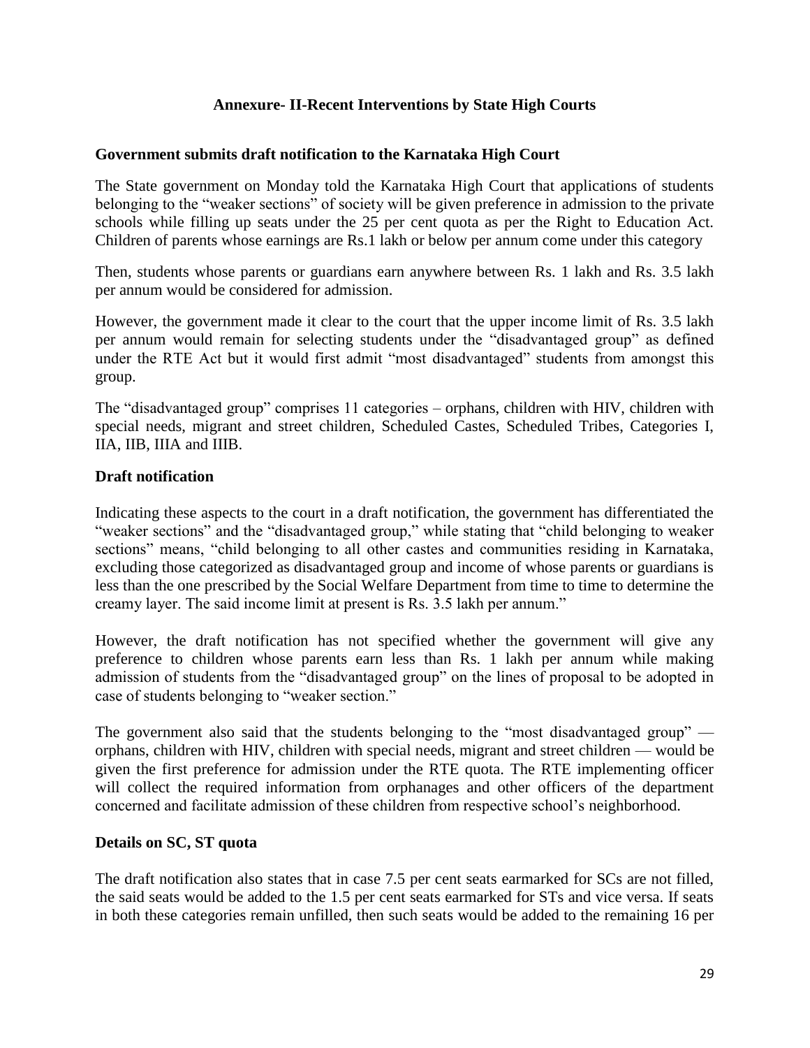## Annexure- II-Recent Interventions by State High Courts

### Government submits draft notification to the Karnataka High Court

The State government on Monday told the Karnataka High Court that applications of students belonging to the "weaker sections" of society will be given preference in admission to the private schools while filling up seats under the 25 per cent quota as per the Right to Education Act. Children of parents whose earnings are Rs.1 lakh or below per annum come under this category

Then, students whose parents or guardians earn anywhere between Rs. 1 lakh and Rs. 3.5 lakh per annum would be considered for admission.

However, the government made it clear to the court that the upper income limit of Rs. 3.5 lakh per annum would remain for selecting students under the "disadvantaged group" as defined under the RTE Act but it would first admit "most disadvantaged" students from amongst this group.

The "disadvantaged group" comprises 11 categories – orphans, children with HIV, children with special needs, migrant and street children, Scheduled Castes, Scheduled Tribes, Categories I, IIA, IIB, IIIA and IIIB.

### Draft notification

Indicating these aspects to the court in a draft notification, the government has differentiated the "weaker sections" and the "disadvantaged group," while stating that "child belonging to weaker sections" means, "child belonging to all other castes and communities residing in Karnataka, excluding those categorized as disadvantaged group and income of whose parents or guardians is less than the one prescribed by the Social Welfare Department from time to time to determine the creamy layer. The said income limit at present is Rs. 3.5 lakh per annum."

However, the draft notification has not specified whether the government will give any preference to children whose parents earn less than Rs. 1 lakh per annum while making admission of students from the "disadvantaged group" on the lines of proposal to be adopted in case of students belonging to "weaker section."

The government also said that the students belonging to the "most disadvantaged group" — orphans, children with HIV, children with special needs, migrant and street children — would be given the first preference for admission under the RTE quota. The RTE implementing officer will collect the required information from orphanages and other officers of the department concerned and facilitate admission of these children from respective school's neighborhood.

### Details on SC, ST quota

The draft notification also states that in case 7.5 per cent seats earmarked for SCs are not filled, the said seats would be added to the 1.5 per cent seats earmarked for STs and vice versa. If seats in both these categories remain unfilled, then such seats would be added to the remaining 16 per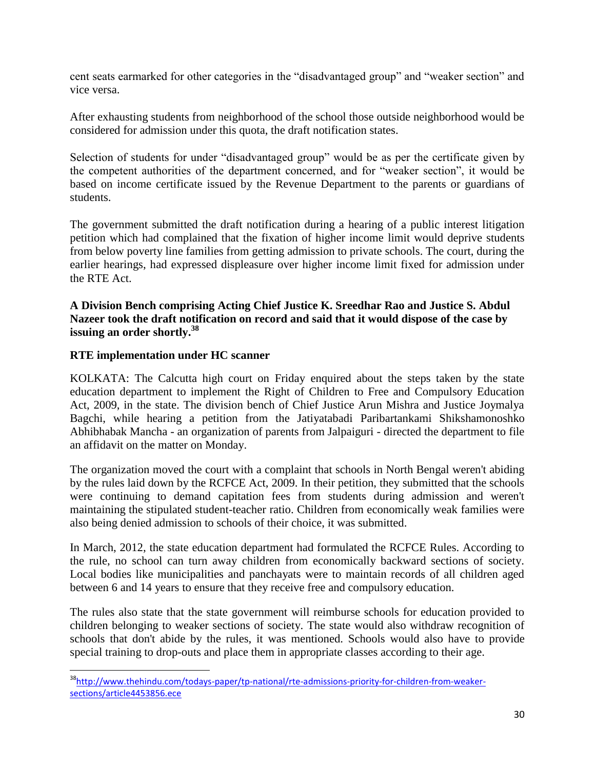cent seats earmarked for other categories in the "disadvantaged group" and "weaker section" and vice versa.

After exhausting students from neighborhood of the school those outside neighborhood would be considered for admission under this quota, the draft notification states.

Selection of students for under "disadvantaged group" would be as per the certificate given by the competent authorities of the department concerned, and for "weaker section", it would be based on income certificate issued by the Revenue Department to the parents or guardians of students.

The government submitted the draft notification during a hearing of a public interest litigation petition which had complained that the fixation of higher income limit would deprive students from below poverty line families from getting admission to private schools. The court, during the earlier hearings, had expressed displeasure over higher income limit fixed for admission under the RTE Act.

**A Division Bench comprising Acting Chief Justice K. Sreedhar Rao and Justice S. Abdul Nazeer took the draft notification on record and said that it would dispose of the case by issuing an order shortly.**[38]

**RTE implementation under HC scanner**

KOLKATA: The Calcutta high court on Friday enquired about the steps taken by the state education department to implement the Right of Children to Free and Compulsory Education Act, 2009, in the state. The division bench of Chief Justice Arun Mishra and Justice Joymalya Bagchi, while hearing a petition from the Jatiyatabadi Paribartankami Shikshamonoshko Abhibhabak Mancha - an organization of parents from Jalpaiguri - directed the department to file an affidavit on the matter on Monday.

The organization moved the court with a complaint that schools in North Bengal weren't abiding by the rules laid down by the RCFCE Act, 2009. In their petition, they submitted that the schools were continuing to demand capitation fees from students during admission and weren't maintaining the stipulated student-teacher ratio. Children from economically weak families were also being denied admission to schools of their choice, it was submitted.

In March, 2012, the state education department had formulated the RCFCE Rules. According to the rule, no school can turn away children from economically backward sections of society. Local bodies like municipalities and panchayats were to maintain records of all children aged between 6 and 14 years to ensure that they receive free and compulsory education.

The rules also state that the state government will reimburse schools for education provided to children belonging to weaker sections of society. The state would also withdraw recognition of schools that don't abide by the rules, it was mentioned. Schools would also have to provide special training to drop-outs and place them in appropriate classes according to their age.

---

[38] http://www.thehindu.com/todays-paper/tp-national/rte-admissions-priority-for-children-from-weaker-sections/article4453856.ece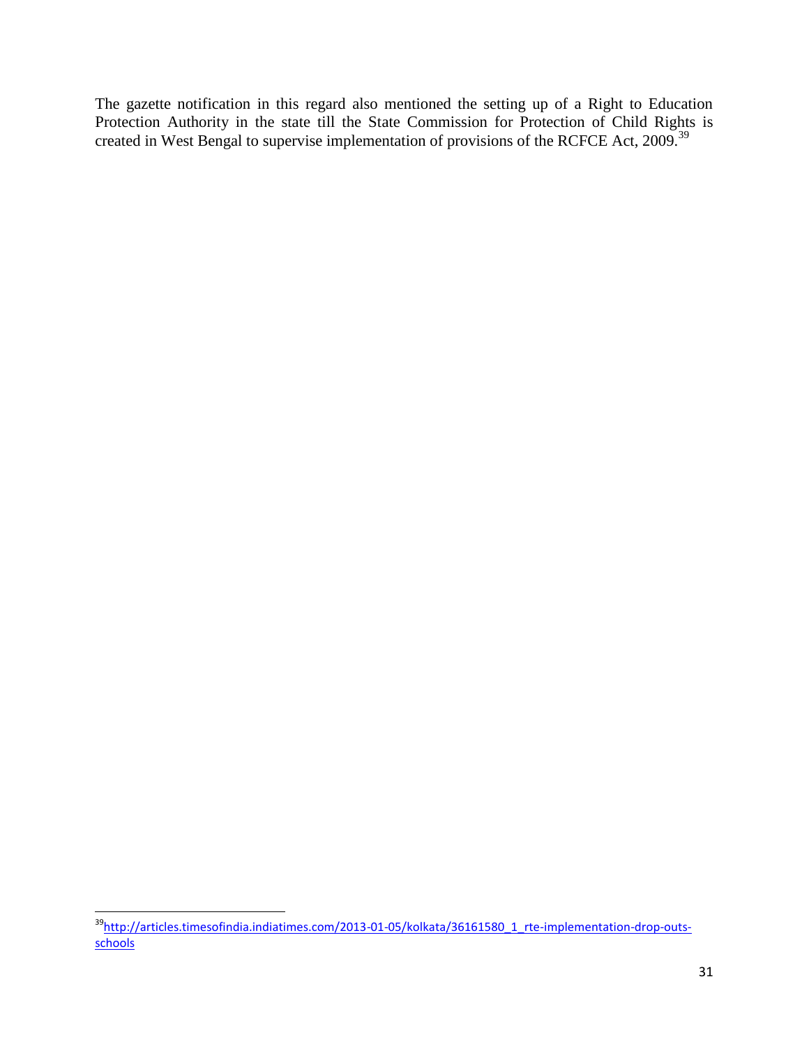The gazette notification in this regard also mentioned the setting up of a Right to Education Protection Authority in the state till the State Commission for Protection of Child Rights is created in West Bengal to supervise implementation of provisions of the RCFCE Act, 2009.[39]

---

[39] http://articles.timesofindia.indiatimes.com/2013-01-05/kolkata/36161580_1_rte-implementation-drop-outs-schools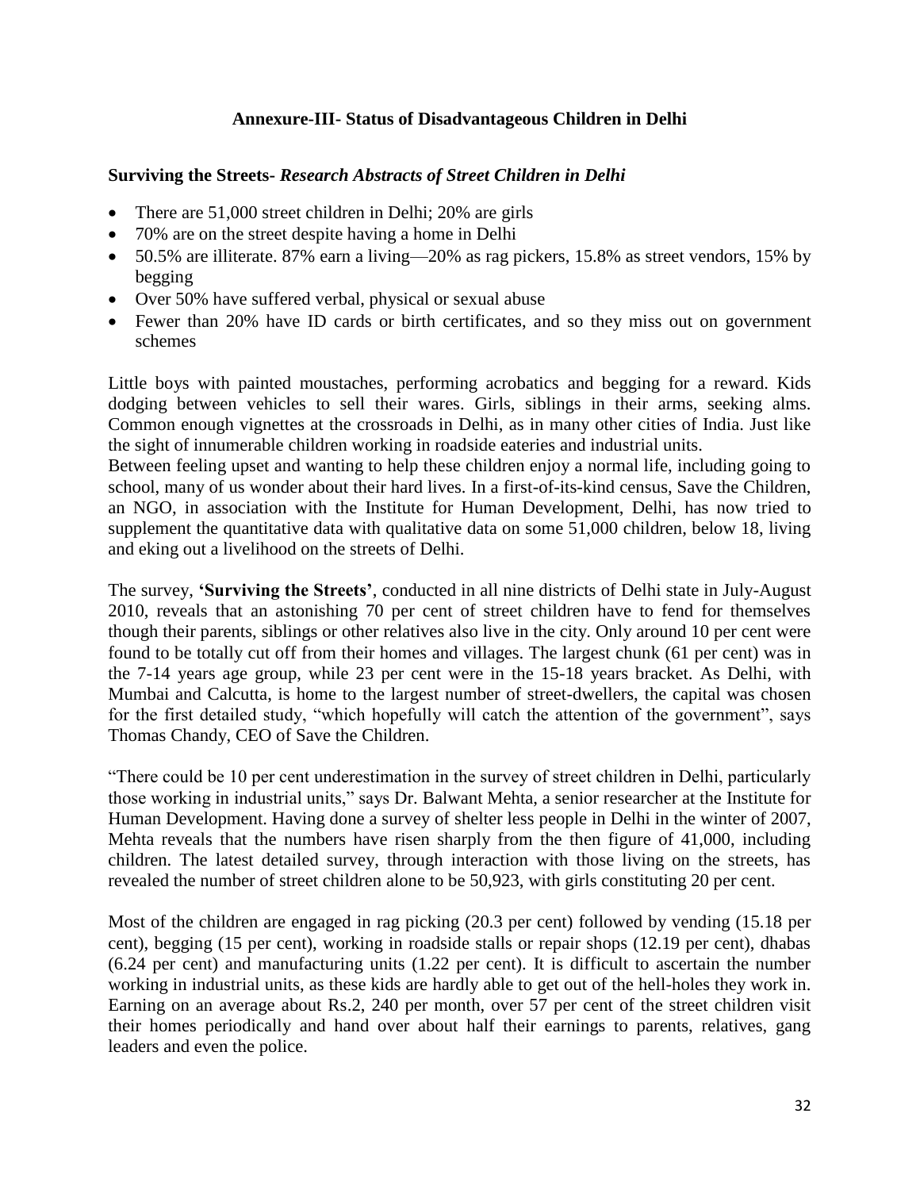### Annexure-III- Status of Disadvantageous Children in Delhi

**Surviving the Streets-** ***Research Abstracts of Street Children in Delhi***

- There are 51,000 street children in Delhi; 20% are girls
- 70% are on the street despite having a home in Delhi
- 50.5% are illiterate. 87% earn a living—20% as rag pickers, 15.8% as street vendors, 15% by begging
- Over 50% have suffered verbal, physical or sexual abuse
- Fewer than 20% have ID cards or birth certificates, and so they miss out on government schemes

Little boys with painted moustaches, performing acrobatics and begging for a reward. Kids dodging between vehicles to sell their wares. Girls, siblings in their arms, seeking alms. Common enough vignettes at the crossroads in Delhi, as in many other cities of India. Just like the sight of innumerable children working in roadside eateries and industrial units.
Between feeling upset and wanting to help these children enjoy a normal life, including going to school, many of us wonder about their hard lives. In a first-of-its-kind census, Save the Children, an NGO, in association with the Institute for Human Development, Delhi, has now tried to supplement the quantitative data with qualitative data on some 51,000 children, below 18, living and eking out a livelihood on the streets of Delhi.

The survey, **'Surviving the Streets'**, conducted in all nine districts of Delhi state in July-August 2010, reveals that an astonishing 70 per cent of street children have to fend for themselves though their parents, siblings or other relatives also live in the city. Only around 10 per cent were found to be totally cut off from their homes and villages. The largest chunk (61 per cent) was in the 7-14 years age group, while 23 per cent were in the 15-18 years bracket. As Delhi, with Mumbai and Calcutta, is home to the largest number of street-dwellers, the capital was chosen for the first detailed study, "which hopefully will catch the attention of the government", says Thomas Chandy, CEO of Save the Children.

"There could be 10 per cent underestimation in the survey of street children in Delhi, particularly those working in industrial units," says Dr. Balwant Mehta, a senior researcher at the Institute for Human Development. Having done a survey of shelter less people in Delhi in the winter of 2007, Mehta reveals that the numbers have risen sharply from the then figure of 41,000, including children. The latest detailed survey, through interaction with those living on the streets, has revealed the number of street children alone to be 50,923, with girls constituting 20 per cent.

Most of the children are engaged in rag picking (20.3 per cent) followed by vending (15.18 per cent), begging (15 per cent), working in roadside stalls or repair shops (12.19 per cent), dhabas (6.24 per cent) and manufacturing units (1.22 per cent). It is difficult to ascertain the number working in industrial units, as these kids are hardly able to get out of the hell-holes they work in. Earning on an average about Rs.2, 240 per month, over 57 per cent of the street children visit their homes periodically and hand over about half their earnings to parents, relatives, gang leaders and even the police.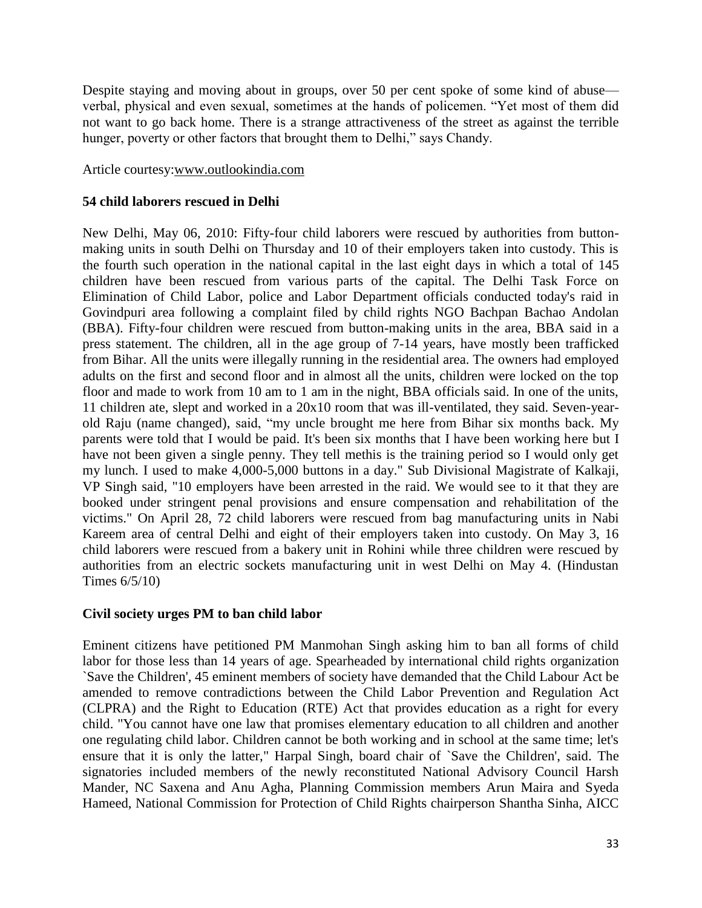Despite staying and moving about in groups, over 50 per cent spoke of some kind of abuse—verbal, physical and even sexual, sometimes at the hands of policemen. “Yet most of them did not want to go back home. There is a strange attractiveness of the street as against the terrible hunger, poverty or other factors that brought them to Delhi,” says Chandy.

Article courtesy:www.outlookindia.com

**54 child laborers rescued in Delhi**

New Delhi, May 06, 2010: Fifty-four child laborers were rescued by authorities from button-making units in south Delhi on Thursday and 10 of their employers taken into custody. This is the fourth such operation in the national capital in the last eight days in which a total of 145 children have been rescued from various parts of the capital. The Delhi Task Force on Elimination of Child Labor, police and Labor Department officials conducted today's raid in Govindpuri area following a complaint filed by child rights NGO Bachpan Bachao Andolan (BBA). Fifty-four children were rescued from button-making units in the area, BBA said in a press statement. The children, all in the age group of 7-14 years, have mostly been trafficked from Bihar. All the units were illegally running in the residential area. The owners had employed adults on the first and second floor and in almost all the units, children were locked on the top floor and made to work from 10 am to 1 am in the night, BBA officials said. In one of the units, 11 children ate, slept and worked in a 20x10 room that was ill-ventilated, they said. Seven-year-old Raju (name changed), said, “my uncle brought me here from Bihar six months back. My parents were told that I would be paid. It's been six months that I have been working here but I have not been given a single penny. They tell methis is the training period so I would only get my lunch. I used to make 4,000-5,000 buttons in a day." Sub Divisional Magistrate of Kalkaji, VP Singh said, "10 employers have been arrested in the raid. We would see to it that they are booked under stringent penal provisions and ensure compensation and rehabilitation of the victims." On April 28, 72 child laborers were rescued from bag manufacturing units in Nabi Kareem area of central Delhi and eight of their employers taken into custody. On May 3, 16 child laborers were rescued from a bakery unit in Rohini while three children were rescued by authorities from an electric sockets manufacturing unit in west Delhi on May 4. (Hindustan Times 6/5/10)

**Civil society urges PM to ban child labor**

Eminent citizens have petitioned PM Manmohan Singh asking him to ban all forms of child labor for those less than 14 years of age. Spearheaded by international child rights organization `Save the Children', 45 eminent members of society have demanded that the Child Labour Act be amended to remove contradictions between the Child Labor Prevention and Regulation Act (CLPRA) and the Right to Education (RTE) Act that provides education as a right for every child. "You cannot have one law that promises elementary education to all children and another one regulating child labor. Children cannot be both working and in school at the same time; let's ensure that it is only the latter," Harpal Singh, board chair of `Save the Children', said. The signatories included members of the newly reconstituted National Advisory Council Harsh Mander, NC Saxena and Anu Agha, Planning Commission members Arun Maira and Syeda Hameed, National Commission for Protection of Child Rights chairperson Shantha Sinha, AICC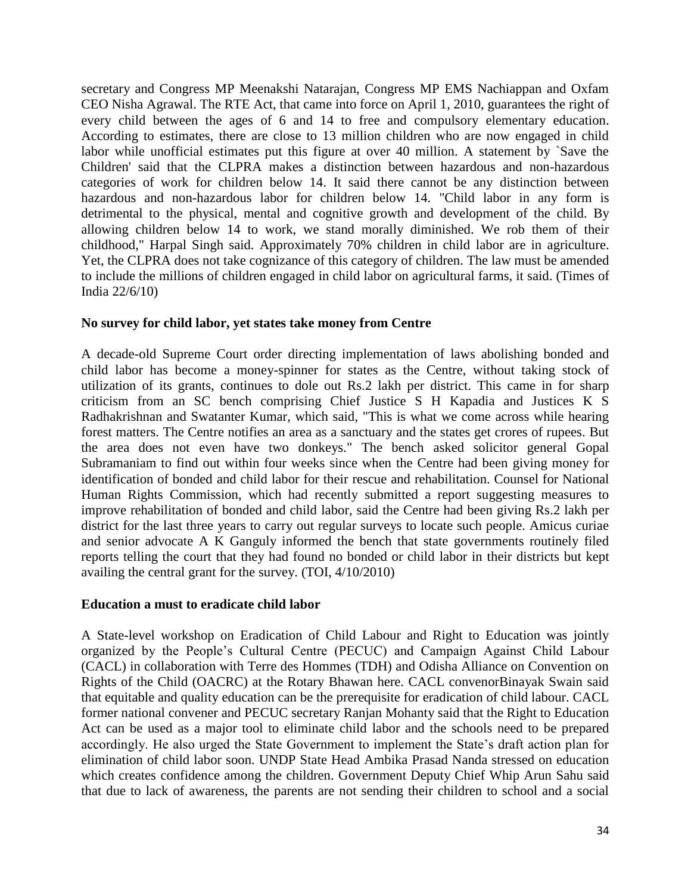secretary and Congress MP Meenakshi Natarajan, Congress MP EMS Nachiappan and Oxfam CEO Nisha Agrawal. The RTE Act, that came into force on April 1, 2010, guarantees the right of every child between the ages of 6 and 14 to free and compulsory elementary education. According to estimates, there are close to 13 million children who are now engaged in child labor while unofficial estimates put this figure at over 40 million. A statement by `Save the Children' said that the CLPRA makes a distinction between hazardous and non-hazardous categories of work for children below 14. It said there cannot be any distinction between hazardous and non-hazardous labor for children below 14. "Child labor in any form is detrimental to the physical, mental and cognitive growth and development of the child. By allowing children below 14 to work, we stand morally diminished. We rob them of their childhood," Harpal Singh said. Approximately 70% children in child labor are in agriculture. Yet, the CLPRA does not take cognizance of this category of children. The law must be amended to include the millions of children engaged in child labor on agricultural farms, it said. (Times of India 22/6/10)

**No survey for child labor, yet states take money from Centre**

A decade-old Supreme Court order directing implementation of laws abolishing bonded and child labor has become a money-spinner for states as the Centre, without taking stock of utilization of its grants, continues to dole out Rs.2 lakh per district. This came in for sharp criticism from an SC bench comprising Chief Justice S H Kapadia and Justices K S Radhakrishnan and Swatanter Kumar, which said, "This is what we come across while hearing forest matters. The Centre notifies an area as a sanctuary and the states get crores of rupees. But the area does not even have two donkeys." The bench asked solicitor general Gopal Subramaniam to find out within four weeks since when the Centre had been giving money for identification of bonded and child labor for their rescue and rehabilitation. Counsel for National Human Rights Commission, which had recently submitted a report suggesting measures to improve rehabilitation of bonded and child labor, said the Centre had been giving Rs.2 lakh per district for the last three years to carry out regular surveys to locate such people. Amicus curiae and senior advocate A K Ganguly informed the bench that state governments routinely filed reports telling the court that they had found no bonded or child labor in their districts but kept availing the central grant for the survey. (TOI, 4/10/2010)

**Education a must to eradicate child labor**

A State-level workshop on Eradication of Child Labour and Right to Education was jointly organized by the People's Cultural Centre (PECUC) and Campaign Against Child Labour (CACL) in collaboration with Terre des Hommes (TDH) and Odisha Alliance on Convention on Rights of the Child (OACRC) at the Rotary Bhawan here. CACL convenorBinayak Swain said that equitable and quality education can be the prerequisite for eradication of child labour. CACL former national convener and PECUC secretary Ranjan Mohanty said that the Right to Education Act can be used as a major tool to eliminate child labor and the schools need to be prepared accordingly. He also urged the State Government to implement the State's draft action plan for elimination of child labor soon. UNDP State Head Ambika Prasad Nanda stressed on education which creates confidence among the children. Government Deputy Chief Whip Arun Sahu said that due to lack of awareness, the parents are not sending their children to school and a social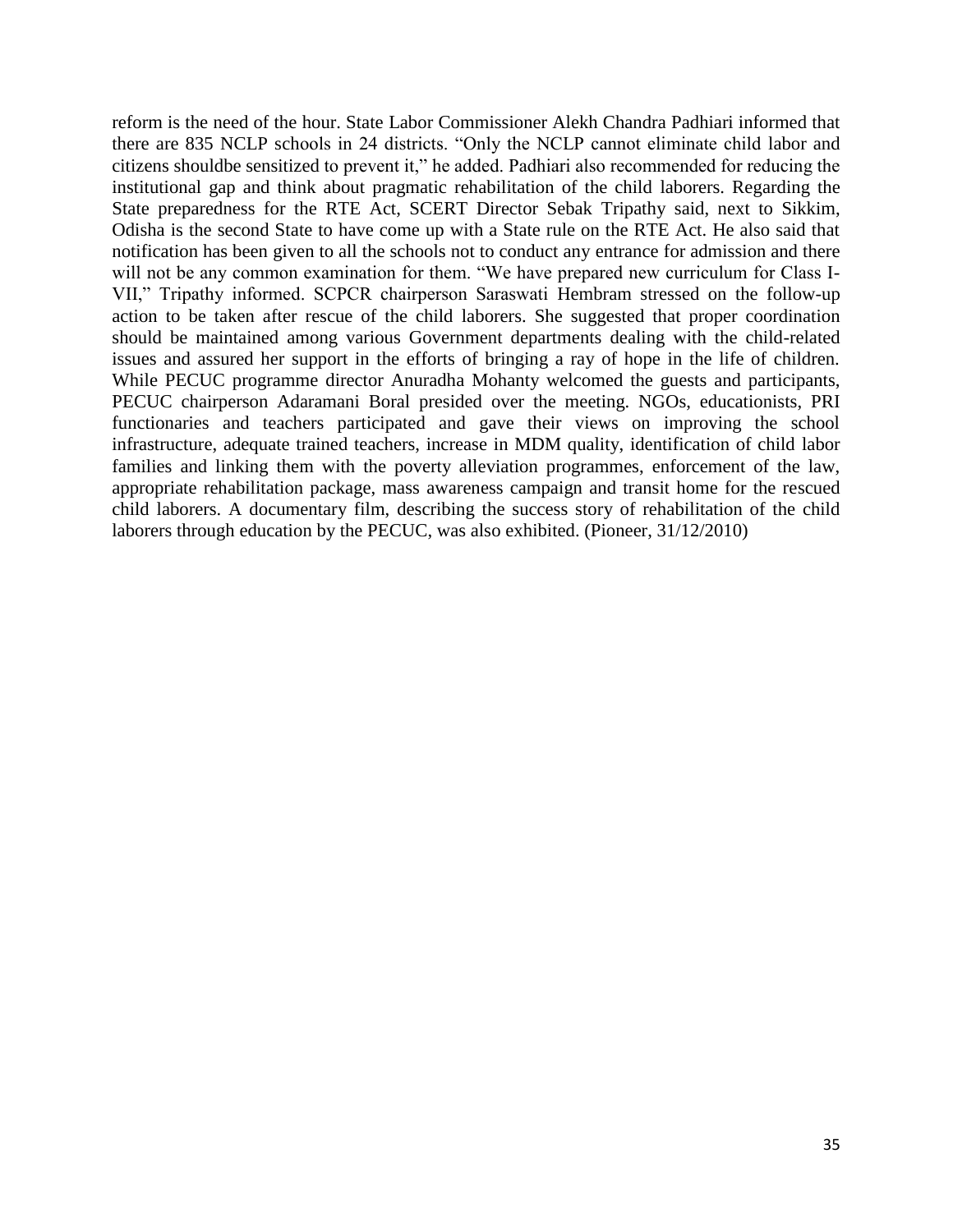reform is the need of the hour. State Labor Commissioner Alekh Chandra Padhiari informed that there are 835 NCLP schools in 24 districts. "Only the NCLP cannot eliminate child labor and citizens shouldbe sensitized to prevent it," he added. Padhiari also recommended for reducing the institutional gap and think about pragmatic rehabilitation of the child laborers. Regarding the State preparedness for the RTE Act, SCERT Director Sebak Tripathy said, next to Sikkim, Odisha is the second State to have come up with a State rule on the RTE Act. He also said that notification has been given to all the schools not to conduct any entrance for admission and there will not be any common examination for them. "We have prepared new curriculum for Class I-VII," Tripathy informed. SCPCR chairperson Saraswati Hembram stressed on the follow-up action to be taken after rescue of the child laborers. She suggested that proper coordination should be maintained among various Government departments dealing with the child-related issues and assured her support in the efforts of bringing a ray of hope in the life of children. While PECUC programme director Anuradha Mohanty welcomed the guests and participants, PECUC chairperson Adaramani Boral presided over the meeting. NGOs, educationists, PRI functionaries and teachers participated and gave their views on improving the school infrastructure, adequate trained teachers, increase in MDM quality, identification of child labor families and linking them with the poverty alleviation programmes, enforcement of the law, appropriate rehabilitation package, mass awareness campaign and transit home for the rescued child laborers. A documentary film, describing the success story of rehabilitation of the child laborers through education by the PECUC, was also exhibited. (Pioneer, 31/12/2010)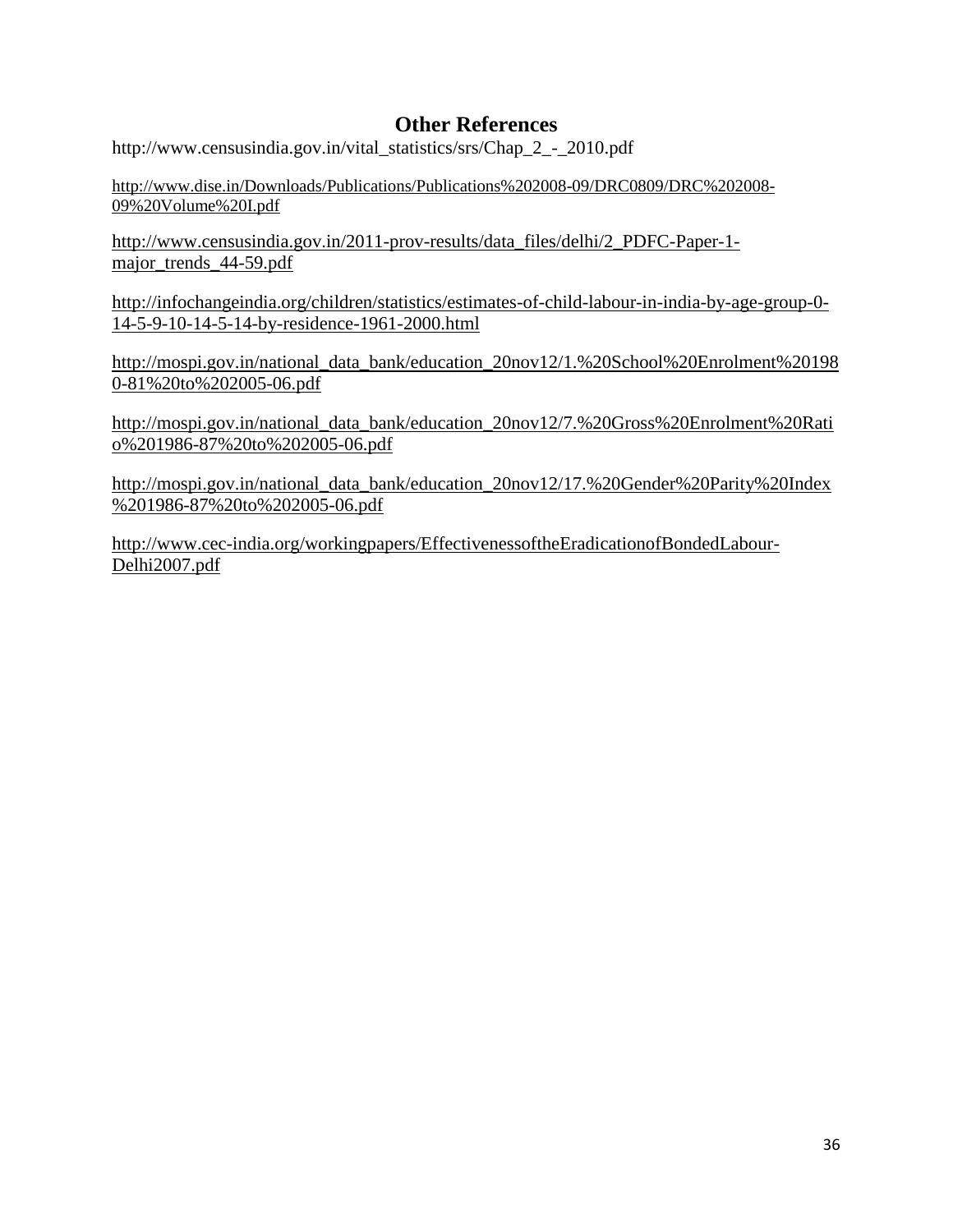## Other References

http://www.censusindia.gov.in/vital_statistics/srs/Chap_2_-_2010.pdf

http://www.dise.in/Downloads/Publications/Publications%202008-09/DRC0809/DRC%202008-09%20Volume%20I.pdf

http://www.censusindia.gov.in/2011-prov-results/data_files/delhi/2_PDFC-Paper-1-major_trends_44-59.pdf

http://infochangeindia.org/children/statistics/estimates-of-child-labour-in-india-by-age-group-0-14-5-9-10-14-5-14-by-residence-1961-2000.html

http://mospi.gov.in/national_data_bank/education_20nov12/1.%20School%20Enrolment%201980-81%20to%202005-06.pdf

http://mospi.gov.in/national_data_bank/education_20nov12/7.%20Gross%20Enrolment%20Ratio%201986-87%20to%202005-06.pdf

http://mospi.gov.in/national_data_bank/education_20nov12/17.%20Gender%20Parity%20Index%201986-87%20to%202005-06.pdf

http://www.cec-india.org/workingpapers/EffectivenessoftheEradicationofBondedLabour-Delhi2007.pdf